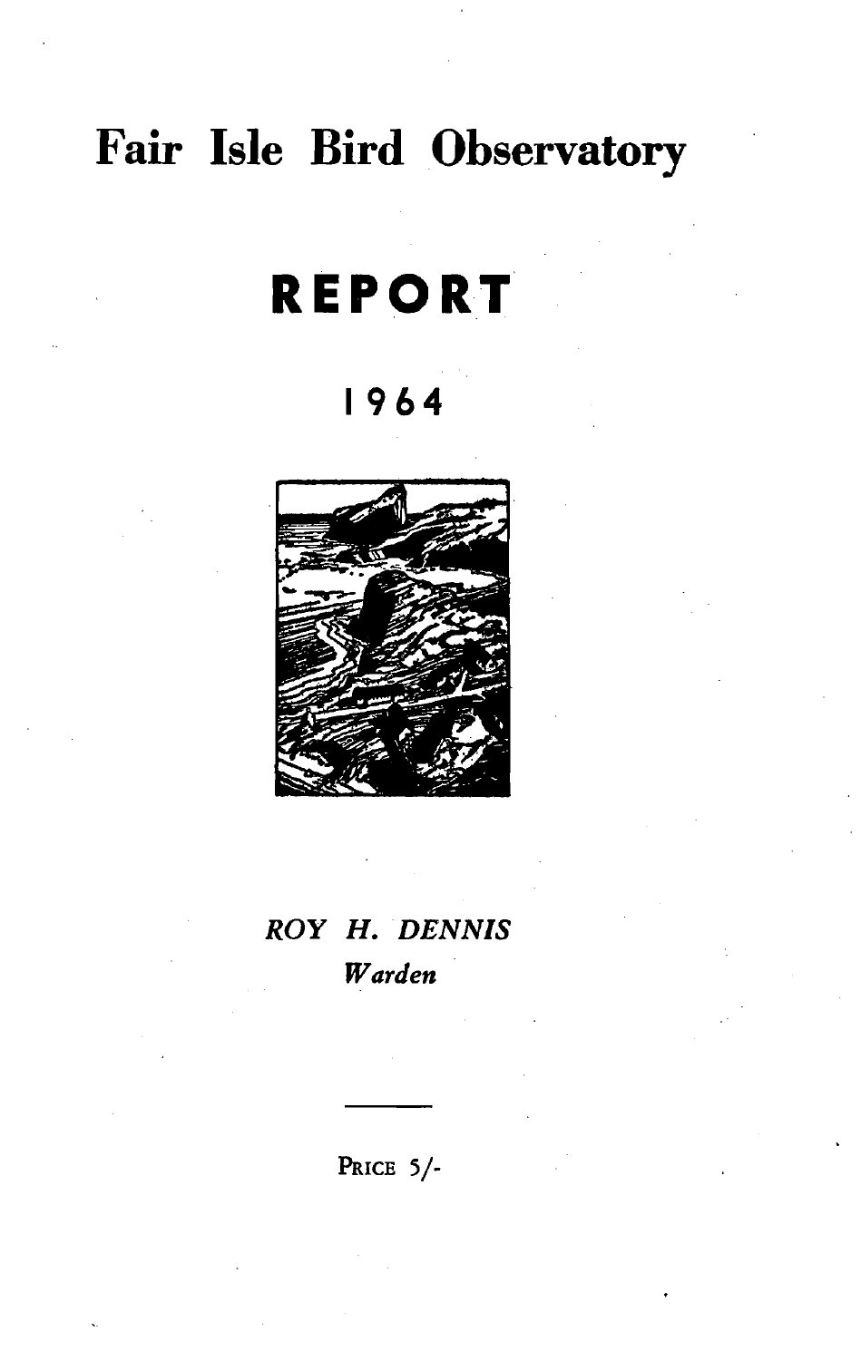# Fair Isle Bird Observatory

# REPORT

## 1964

*ROY H. DENNIS*
*Warden*

---

PRICE 5/-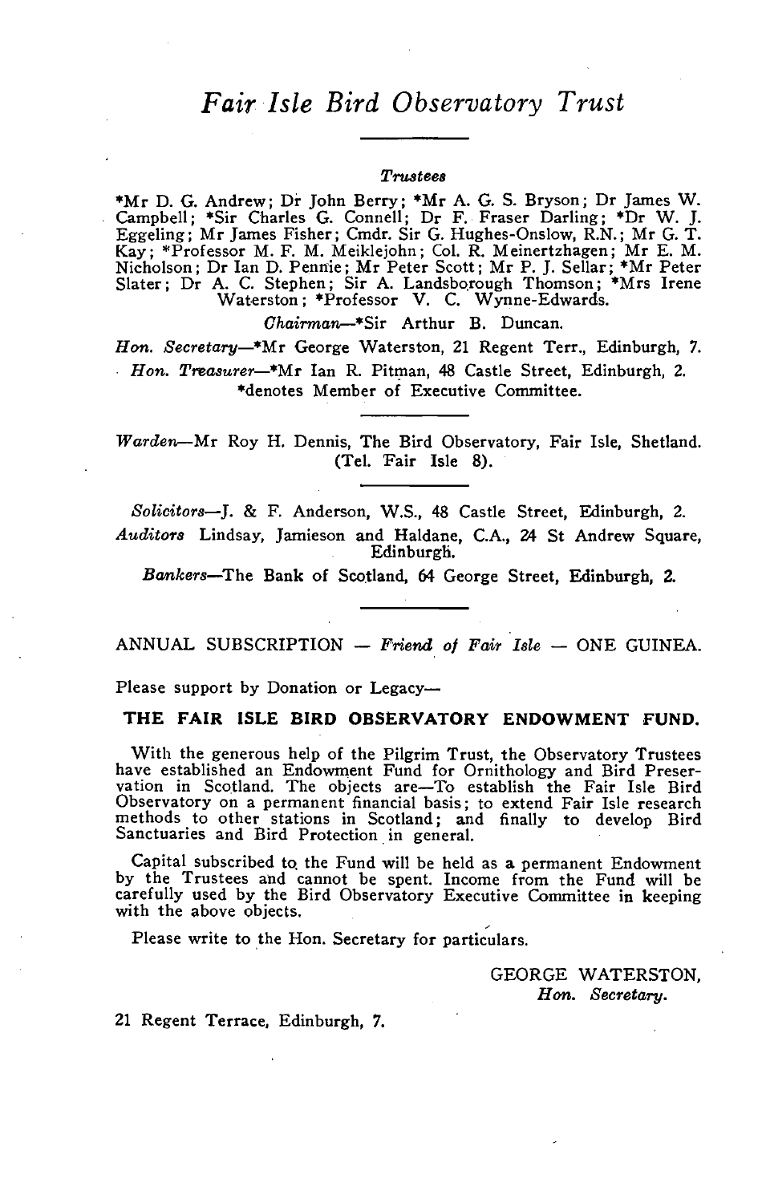# *Fair Isle Bird Observatory Trust*

***Trustees***

*Mr D. G. Andrew; Dr John Berry; *Mr A. G. S. Bryson; Dr James W. Campbell; *Sir Charles G. Connell; Dr F. Fraser Darling; *Dr W. J. Eggeling; Mr James Fisher; Cmdr. Sir G. Hughes-Onslow, R.N.; Mr G. T. Kay; *Professor M. F. M. Meiklejohn; Col. R. Meinertzhagen; Mr E. M. Nicholson; Dr Ian D. Pennie; Mr Peter Scott; Mr P. J. Sellar; *Mr Peter Slater; Dr A. C. Stephen; Sir A. Landsborough Thomson; *Mrs Irene Waterston; *Professor V. C. Wynne-Edwards.

*Chairman*—*Sir Arthur B. Duncan.

*Hon. Secretary*—*Mr George Waterston, 21 Regent Terr., Edinburgh, 7.

*Hon. Treasurer*—*Mr Ian R. Pitman, 48 Castle Street, Edinburgh, 2.

*denotes Member of Executive Committee.

---

*Warden*—Mr Roy H. Dennis, The Bird Observatory, Fair Isle, Shetland. (Tel. Fair Isle 8).

---

*Solicitors*—J. & F. Anderson, W.S., 48 Castle Street, Edinburgh, 2.

*Auditors* Lindsay, Jamieson and Haldane, C.A., 24 St Andrew Square, Edinburgh.

*Bankers*—The Bank of Scotland, 64 George Street, Edinburgh, 2.

---

ANNUAL SUBSCRIPTION — *Friend of Fair Isle* — ONE GUINEA.

Please support by Donation or Legacy—

**THE FAIR ISLE BIRD OBSERVATORY ENDOWMENT FUND.**

With the generous help of the Pilgrim Trust, the Observatory Trustees have established an Endowment Fund for Ornithology and Bird Preservation in Scotland. The objects are—To establish the Fair Isle Bird Observatory on a permanent financial basis; to extend Fair Isle research methods to other stations in Scotland; and finally to develop Bird Sanctuaries and Bird Protection in general.

Capital subscribed to the Fund will be held as a permanent Endowment by the Trustees and cannot be spent. Income from the Fund will be carefully used by the Bird Observatory Executive Committee in keeping with the above objects.

Please write to the Hon. Secretary for particulars.

GEORGE WATERSTON,
*Hon. Secretary.*

21 Regent Terrace, Edinburgh, 7.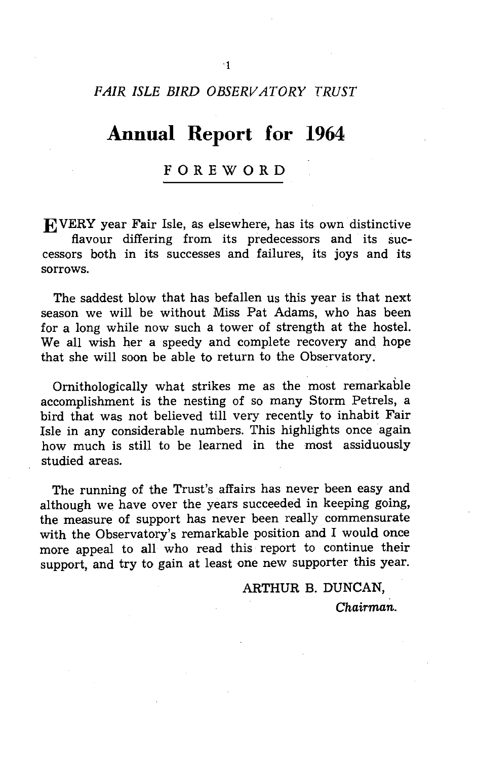*FAIR ISLE BIRD OBSERVATORY TRUST*

# Annual Report for 1964

## FOREWORD

EVERY year Fair Isle, as elsewhere, has its own distinctive flavour differing from its predecessors and its successors both in its successes and failures, its joys and its sorrows.

The saddest blow that has befallen us this year is that next season we will be without Miss Pat Adams, who has been for a long while now such a tower of strength at the hostel. We all wish her a speedy and complete recovery and hope that she will soon be able to return to the Observatory.

Ornithologically what strikes me as the most remarkable accomplishment is the nesting of so many Storm Petrels, a bird that was not believed till very recently to inhabit Fair Isle in any considerable numbers. This highlights once again how much is still to be learned in the most assiduously studied areas.

The running of the Trust's affairs has never been easy and although we have over the years succeeded in keeping going, the measure of support has never been really commensurate with the Observatory's remarkable position and I would once more appeal to all who read this report to continue their support, and try to gain at least one new supporter this year.

ARTHUR B. DUNCAN,
*Chairman.*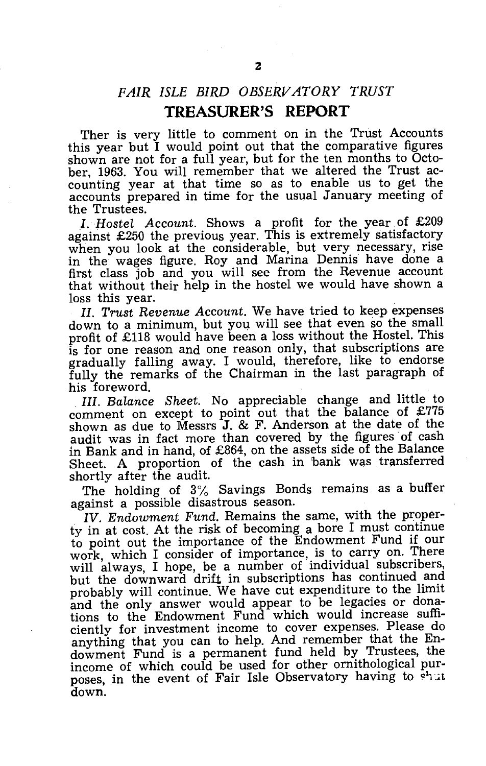## *FAIR ISLE BIRD OBSERVATORY TRUST*

# TREASURER'S REPORT

Ther is very little to comment on in the Trust Accounts this year but I would point out that the comparative figures shown are not for a full year, but for the ten months to October, 1963. You will remember that we altered the Trust accounting year at that time so as to enable us to get the accounts prepared in time for the usual January meeting of the Trustees.

*I. Hostel Account.* Shows a profit for the year of £209 against £250 the previous year. This is extremely satisfactory when you look at the considerable, but very necessary, rise in the wages figure. Roy and Marina Dennis have done a first class job and you will see from the Revenue account that without their help in the hostel we would have shown a loss this year.

*II. Trust Revenue Account.* We have tried to keep expenses down to a minimum, but you will see that even so the small profit of £118 would have been a loss without the Hostel. This is for one reason and one reason only, that subscriptions are gradually falling away. I would, therefore, like to endorse fully the remarks of the Chairman in the last paragraph of his foreword.

*III. Balance Sheet.* No appreciable change and little to comment on except to point out that the balance of £775 shown as due to Messrs J. & F. Anderson at the date of the audit was in fact more than covered by the figures of cash in Bank and in hand, of £864, on the assets side of the Balance Sheet. A proportion of the cash in bank was transferred shortly after the audit.

The holding of 3% Savings Bonds remains as a buffer against a possible disastrous season.

*IV. Endowment Fund.* Remains the same, with the property in at cost. At the risk of becoming a bore I must continue to point out the importance of the Endowment Fund if our work, which I consider of importance, is to carry on. There will always, I hope, be a number of individual subscribers, but the downward drift in subscriptions has continued and probably will continue. We have cut expenditure to the limit and the only answer would appear to be legacies or donations to the Endowment Fund which would increase sufficiently for investment income to cover expenses. Please do anything that you can to help. And remember that the Endowment Fund is a permanent fund held by Trustees, the income of which could be used for other ornithological purposes, in the event of Fair Isle Observatory having to shut down.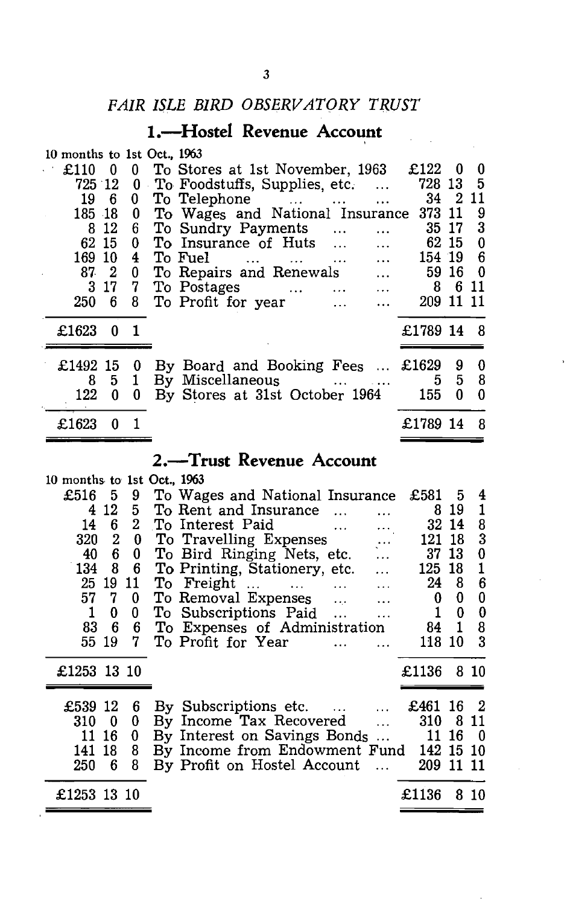## *FAIR ISLE BIRD OBSERVATORY TRUST*

### 1.—Hostel Revenue Account

| 10 months to 1st Oct., 1963 | | |
|---|---|---|
| £110 0 0 | To Stores at 1st November, 1963 | £122 0 0 |
| 725 12 0 | To Foodstuffs, Supplies, etc. ... | 728 13 5 |
| 19 6 0 | To Telephone ... ... ... | 34 2 11 |
| 185 18 0 | To Wages and National Insurance | 373 11 9 |
| 8 12 6 | To Sundry Payments ... ... | 35 17 3 |
| 62 15 0 | To Insurance of Huts ... ... | 62 15 0 |
| 169 10 4 | To Fuel ... ... ... ... | 154 19 6 |
| 87 2 0 | To Repairs and Renewals ... | 59 16 0 |
| 3 17 7 | To Postages ... ... ... | 8 6 11 |
| 250 6 8 | To Profit for year ... ... | 209 11 11 |
| £1623 0 1 | | £1789 14 8 |
| £1492 15 0 | By Board and Booking Fees ... | £1629 9 0 |
| 8 5 1 | By Miscellaneous ... ... | 5 5 8 |
| 122 0 0 | By Stores at 31st October 1964 | 155 0 0 |
| £1623 0 1 | | £1789 14 8 |

### 2.—Trust Revenue Account

| 10 months to 1st Oct., 1963 | | |
|---|---|---|
| £516 5 9 | To Wages and National Insurance | £581 5 4 |
| 4 12 5 | To Rent and Insurance ... ... | 8 19 1 |
| 14 6 2 | To Interest Paid ... ... | 32 14 8 |
| 320 2 0 | To Travelling Expenses ... | 121 18 3 |
| 40 6 0 | To Bird Ringing Nets, etc. ... | 37 13 0 |
| 134 8 6 | To Printing, Stationery, etc. ... | 125 18 1 |
| 25 19 11 | To Freight ... ... ... ... | 24 8 6 |
| 57 7 0 | To Removal Expenses ... ... | 0 0 0 |
| 1 0 0 | To Subscriptions Paid ... ... | 1 0 0 |
| 83 6 6 | To Expenses of Administration | 84 1 8 |
| 55 19 7 | To Profit for Year ... ... | 118 10 3 |
| £1253 13 10 | | £1136 8 10 |
| £539 12 6 | By Subscriptions etc. ... ... | £461 16 2 |
| 310 0 0 | By Income Tax Recovered ... | 310 8 11 |
| 11 16 0 | By Interest on Savings Bonds ... | 11 16 0 |
| 141 18 8 | By Income from Endowment Fund | 142 15 10 |
| 250 6 8 | By Profit on Hostel Account ... | 209 11 11 |
| £1253 13 10 | | £1136 8 10 |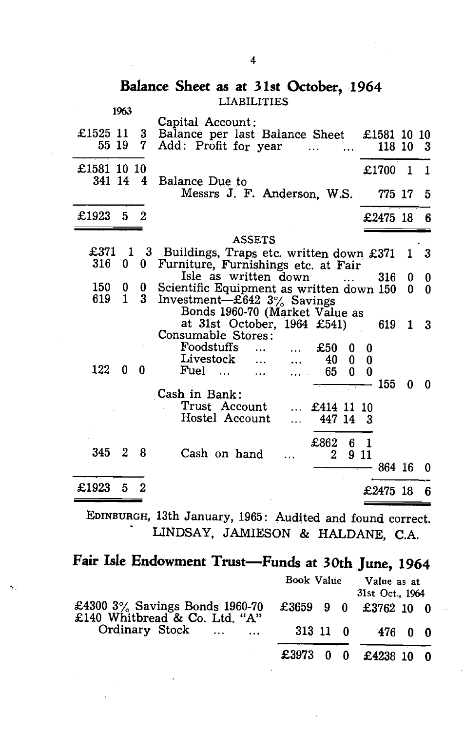## Balance Sheet as at 31st October, 1964

### LIABILITIES

| 1963 | | | | | |
|---|---|---|---|---|---|
| | Capital Account: | | | | |
| £1525 11 3 | Balance per last Balance Sheet | | | £1581 10 10 | |
| 55 19 7 | Add: Profit for year ... ... | | | 118 10 3 | |
| £1581 10 10 | | | | £1700 1 1 | |
| 341 14 4 | Balance Due to Messrs J. F. Anderson, W.S. | | | 775 17 5 | |
| £1923 5 2 | | | | £2475 18 6 | |

### ASSETS

| 1963 | | | |
|---|---|---|---|
| £371 1 3 | Buildings, Traps etc. written down | | £371 1 3 |
| 316 0 0 | Furniture, Furnishings etc. at Fair Isle as written down ... | | 316 0 0 |
| 150 0 0 | Scientific Equipment as written down | | 150 0 0 |
| 619 1 3 | Investment—£642 3% Savings Bonds 1960-70 (Market Value as at 31st October, 1964 £541) | | 619 1 3 |
| | Consumable Stores: | | |
| | Foodstuffs ... ... | £50 0 0 | |
| | Livestock ... ... | 40 0 0 | |
| 122 0 0 | Fuel ... ... ... | 65 0 0 | |
| | | | 155 0 0 |
| | Cash in Bank: | | |
| | Trust Account ... | £414 11 10 | |
| | Hostel Account ... | 447 14 3 | |
| | | £862 6 1 | |
| 345 2 8 | Cash on hand ... | 2 9 11 | |
| | | | 864 16 0 |
| £1923 5 2 | | | £2475 18 6 |

EDINBURGH, 13th January, 1965: Audited and found correct.
LINDSAY, JAMIESON & HALDANE, C.A.

## Fair Isle Endowment Trust—Funds at 30th June, 1964

| | Book Value | Value as at 31st Oct., 1964 |
|---|---|---|
| £4300 3% Savings Bonds 1960-70 | £3659 9 0 | £3762 10 0 |
| £140 Whitbread & Co. Ltd. "A" Ordinary Stock ... ... | 313 11 0 | 476 0 0 |
| | £3973 0 0 | £4238 10 0 |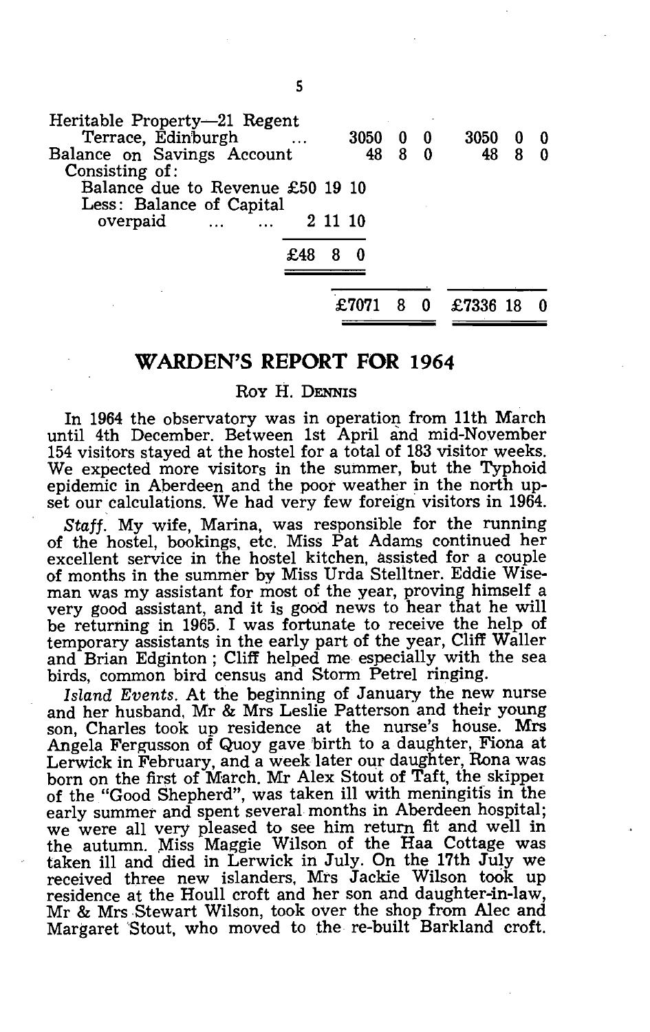| | | | | | | |
|---|---|---|---|---|---|---|
| Heritable Property—21 Regent Terrace, Edinburgh ... | 3050 | 0 | 0 | 3050 | 0 | 0 |
| Balance on Savings Account | 48 | 8 | 0 | 48 | 8 | 0 |
| Consisting of: | | | | | | |
| Balance due to Revenue £50 19 10 | | | | | | |
| Less: Balance of Capital overpaid ... ... 2 11 10 | | | | | | |
| £48 8 0 | | | | | | |
| | £7071 | 8 | 0 | £7336 | 18 | 0 |

## WARDEN'S REPORT FOR 1964

ROY H. DENNIS

In 1964 the observatory was in operation from 11th March until 4th December. Between 1st April and mid-November 154 visitors stayed at the hostel for a total of 183 visitor weeks. We expected more visitors in the summer, but the Typhoid epidemic in Aberdeen and the poor weather in the north upset our calculations. We had very few foreign visitors in 1964.

*Staff.* My wife, Marina, was responsible for the running of the hostel, bookings, etc. Miss Pat Adams continued her excellent service in the hostel kitchen, assisted for a couple of months in the summer by Miss Urda Stelltner. Eddie Wiseman was my assistant for most of the year, proving himself a very good assistant, and it is good news to hear that he will be returning in 1965. I was fortunate to receive the help of temporary assistants in the early part of the year, Cliff Waller and Brian Edginton ; Cliff helped me especially with the sea birds, common bird census and Storm Petrel ringing.

*Island Events.* At the beginning of January the new nurse and her husband, Mr & Mrs Leslie Patterson and their young son, Charles took up residence at the nurse's house. Mrs Angela Fergusson of Quoy gave birth to a daughter, Fiona at Lerwick in February, and a week later our daughter, Rona was born on the first of March. Mr Alex Stout of Taft, the skipper of the "Good Shepherd", was taken ill with meningitis in the early summer and spent several months in Aberdeen hospital; we were all very pleased to see him return fit and well in the autumn. Miss Maggie Wilson of the Haa Cottage was taken ill and died in Lerwick in July. On the 17th July we received three new islanders, Mrs Jackie Wilson took up residence at the Houll croft and her son and daughter-in-law, Mr & Mrs Stewart Wilson, took over the shop from Alec and Margaret Stout, who moved to the re-built Barkland croft.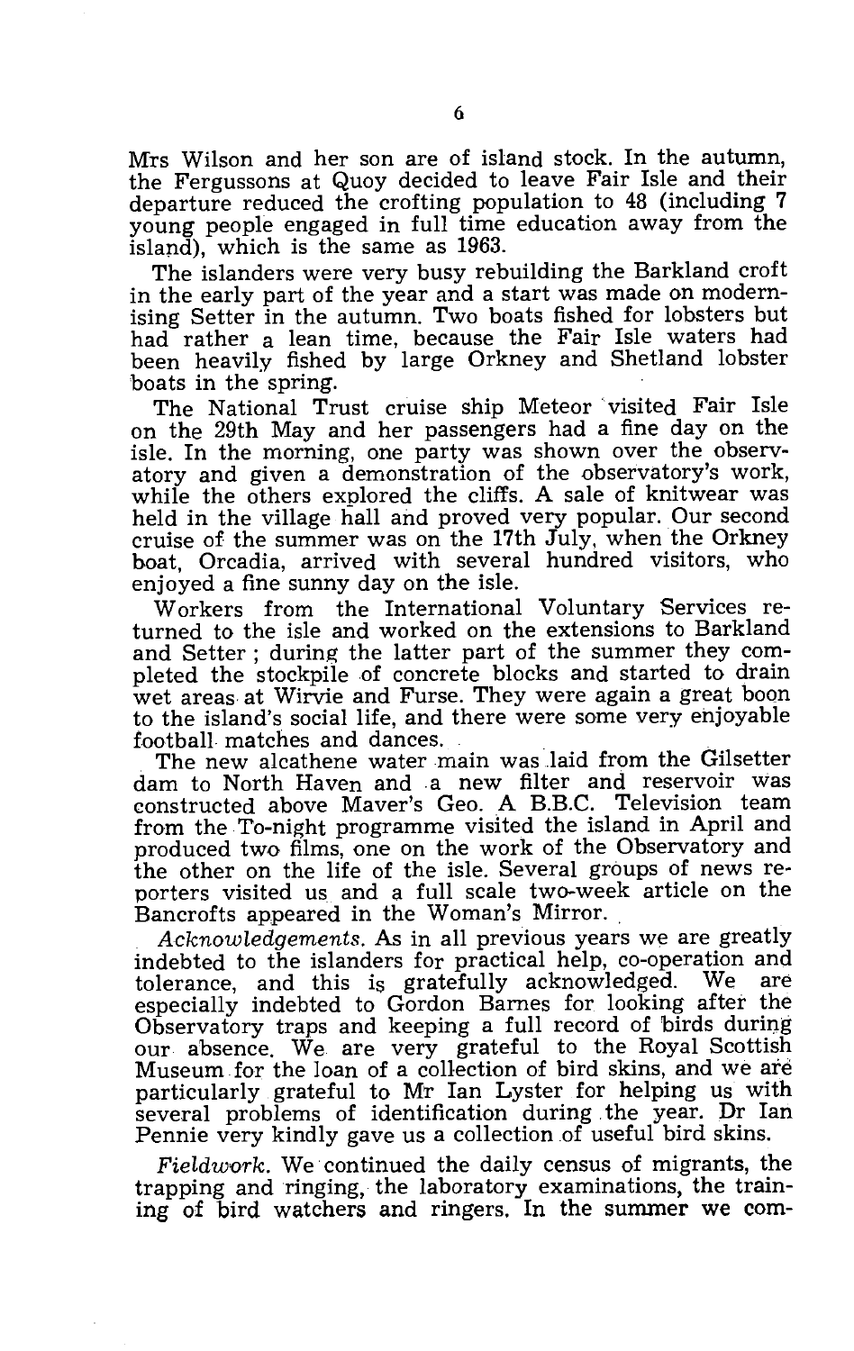Mrs Wilson and her son are of island stock. In the autumn, the Fergussons at Quoy decided to leave Fair Isle and their departure reduced the crofting population to 48 (including 7 young people engaged in full time education away from the island), which is the same as 1963.

The islanders were very busy rebuilding the Barkland croft in the early part of the year and a start was made on modernising Setter in the autumn. Two boats fished for lobsters but had rather a lean time, because the Fair Isle waters had been heavily fished by large Orkney and Shetland lobster boats in the spring.

The National Trust cruise ship Meteor visited Fair Isle on the 29th May and her passengers had a fine day on the isle. In the morning, one party was shown over the observatory and given a demonstration of the observatory's work, while the others explored the cliffs. A sale of knitwear was held in the village hall and proved very popular. Our second cruise of the summer was on the 17th July, when the Orkney boat, Orcadia, arrived with several hundred visitors, who enjoyed a fine sunny day on the isle.

Workers from the International Voluntary Services returned to the isle and worked on the extensions to Barkland and Setter ; during the latter part of the summer they completed the stockpile of concrete blocks and started to drain wet areas at Wirvie and Furse. They were again a great boon to the island's social life, and there were some very enjoyable football matches and dances.

The new alcathene water main was laid from the Gilsetter dam to North Haven and a new filter and reservoir was constructed above Maver's Geo. A B.B.C. Television team from the To-night programme visited the island in April and produced two films, one on the work of the Observatory and the other on the life of the isle. Several groups of news reporters visited us and a full scale two-week article on the Bancrofts appeared in the Woman's Mirror.

*Acknowledgements.* As in all previous years we are greatly indebted to the islanders for practical help, co-operation and tolerance, and this is gratefully acknowledged. We are especially indebted to Gordon Barnes for looking after the Observatory traps and keeping a full record of birds during our absence. We are very grateful to the Royal Scottish Museum for the loan of a collection of bird skins, and we are particularly grateful to Mr Ian Lyster for helping us with several problems of identification during the year. Dr Ian Pennie very kindly gave us a collection of useful bird skins.

*Fieldwork.* We continued the daily census of migrants, the trapping and ringing, the laboratory examinations, the training of bird watchers and ringers. In the summer we com-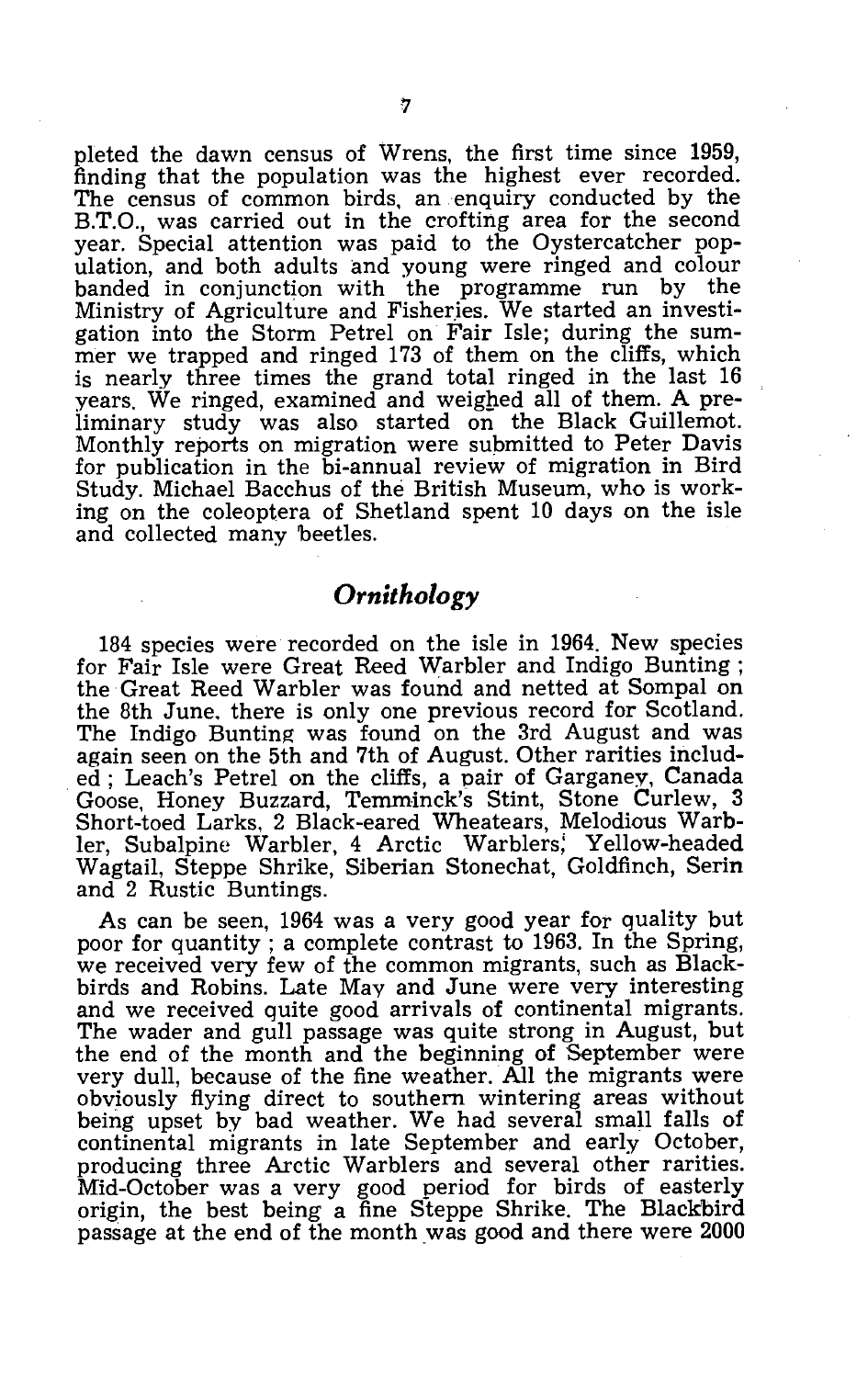pleted the dawn census of Wrens, the first time since 1959, finding that the population was the highest ever recorded. The census of common birds, an enquiry conducted by the B.T.O., was carried out in the crofting area for the second year. Special attention was paid to the Oystercatcher population, and both adults and young were ringed and colour banded in conjunction with the programme run by the Ministry of Agriculture and Fisheries. We started an investigation into the Storm Petrel on Fair Isle; during the summer we trapped and ringed 173 of them on the cliffs, which is nearly three times the grand total ringed in the last 16 years. We ringed, examined and weighed all of them. A preliminary study was also started on the Black Guillemot. Monthly reports on migration were submitted to Peter Davis for publication in the bi-annual review of migration in Bird Study. Michael Bacchus of the British Museum, who is working on the coleoptera of Shetland spent 10 days on the isle and collected many beetles.

## *Ornithology*

184 species were recorded on the isle in 1964. New species for Fair Isle were Great Reed Warbler and Indigo Bunting; the Great Reed Warbler was found and netted at Sompal on the 8th June. there is only one previous record for Scotland. The Indigo Bunting was found on the 3rd August and was again seen on the 5th and 7th of August. Other rarities included; Leach's Petrel on the cliffs, a pair of Garganey, Canada Goose, Honey Buzzard, Temminck's Stint, Stone Curlew, 3 Short-toed Larks, 2 Black-eared Wheatears, Melodious Warbler, Subalpine Warbler, 4 Arctic Warblers, Yellow-headed Wagtail, Steppe Shrike, Siberian Stonechat, Goldfinch, Serin and 2 Rustic Buntings.

As can be seen, 1964 was a very good year for quality but poor for quantity; a complete contrast to 1963. In the Spring, we received very few of the common migrants, such as Blackbirds and Robins. Late May and June were very interesting and we received quite good arrivals of continental migrants. The wader and gull passage was quite strong in August, but the end of the month and the beginning of September were very dull, because of the fine weather. All the migrants were obviously flying direct to southern wintering areas without being upset by bad weather. We had several small falls of continental migrants in late September and early October, producing three Arctic Warblers and several other rarities. Mid-October was a very good period for birds of easterly origin, the best being a fine Steppe Shrike. The Blackbird passage at the end of the month was good and there were 2000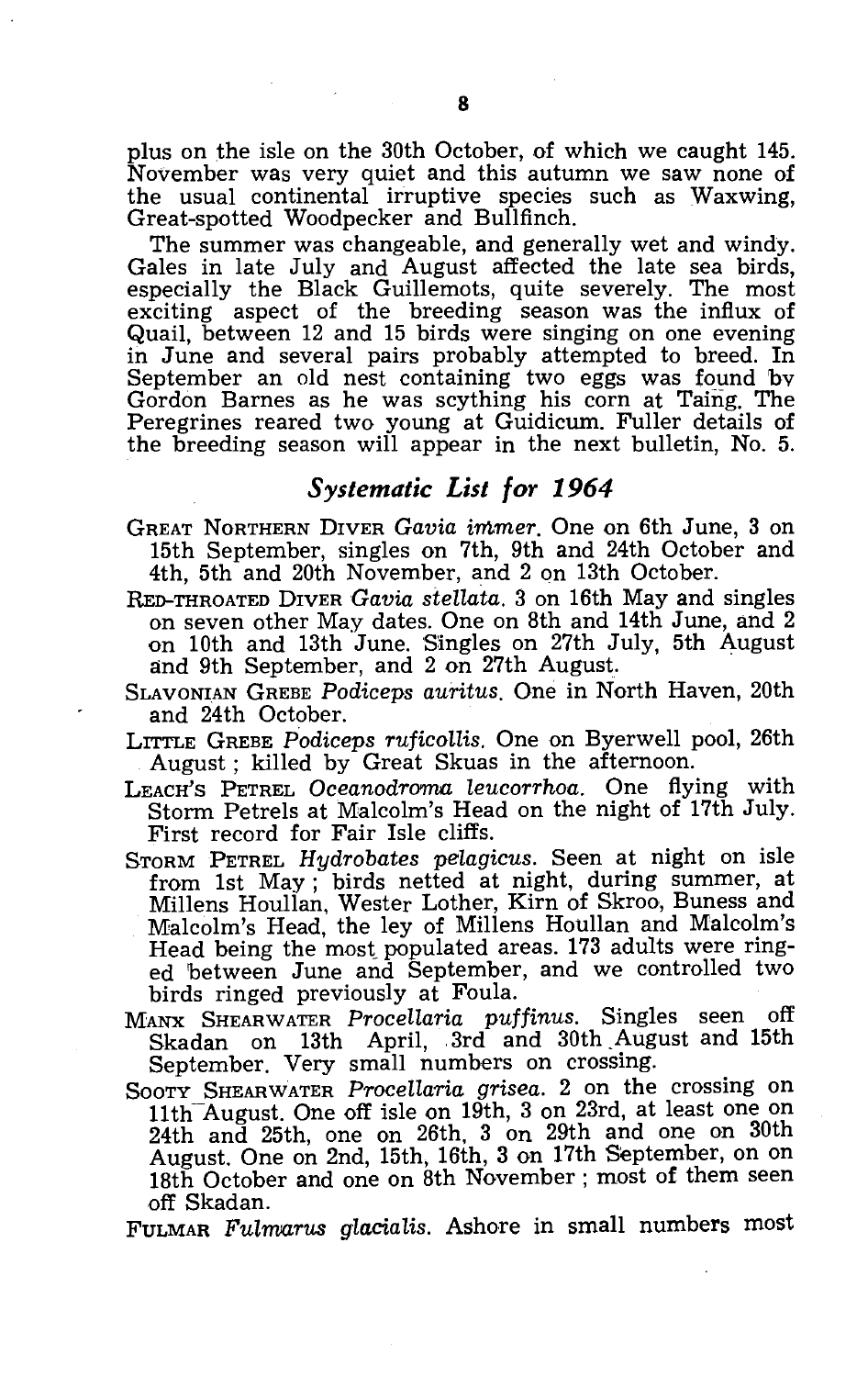plus on the isle on the 30th October, of which we caught 145. November was very quiet and this autumn we saw none of the usual continental irruptive species such as Waxwing, Great-spotted Woodpecker and Bullfinch.

The summer was changeable, and generally wet and windy. Gales in late July and August affected the late sea birds, especially the Black Guillemots, quite severely. The most exciting aspect of the breeding season was the influx of Quail, between 12 and 15 birds were singing on one evening in June and several pairs probably attempted to breed. In September an old nest containing two eggs was found by Gordon Barnes as he was scything his corn at Taing. The Peregrines reared two young at Guidicum. Fuller details of the breeding season will appear in the next bulletin, No. 5.

## *Systematic List for 1964*

GREAT NORTHERN DIVER *Gavia immer*. One on 6th June, 3 on 15th September, singles on 7th, 9th and 24th October and 4th, 5th and 20th November, and 2 on 13th October.

RED-THROATED DIVER *Gavia stellata*. 3 on 16th May and singles on seven other May dates. One on 8th and 14th June, and 2 on 10th and 13th June. Singles on 27th July, 5th August and 9th September, and 2 on 27th August.

SLAVONIAN GREBE *Podiceps auritus*. One in North Haven, 20th and 24th October.

LITTLE GREBE *Podiceps ruficollis*. One on Byerwell pool, 26th August; killed by Great Skuas in the afternoon.

LEACH'S PETREL *Oceanodroma leucorrhoa*. One flying with Storm Petrels at Malcolm's Head on the night of 17th July. First record for Fair Isle cliffs.

STORM PETREL *Hydrobates pelagicus*. Seen at night on isle from 1st May; birds netted at night, during summer, at Millens Houllan, Wester Lother, Kirn of Skroo, Buness and Malcolm's Head, the ley of Millens Houllan and Malcolm's Head being the most populated areas. 173 adults were ringed between June and September, and we controlled two birds ringed previously at Foula.

MANX SHEARWATER *Procellaria puffinus*. Singles seen off Skadan on 13th April, 3rd and 30th August and 15th September. Very small numbers on crossing.

SOOTY SHEARWATER *Procellaria grisea*. 2 on the crossing on 11th August. One off isle on 19th, 3 on 23rd, at least one on 24th and 25th, one on 26th, 3 on 29th and one on 30th August. One on 2nd, 15th, 16th, 3 on 17th September, on on 18th October and one on 8th November; most of them seen off Skadan.

FULMAR *Fulmarus glacialis*. Ashore in small numbers most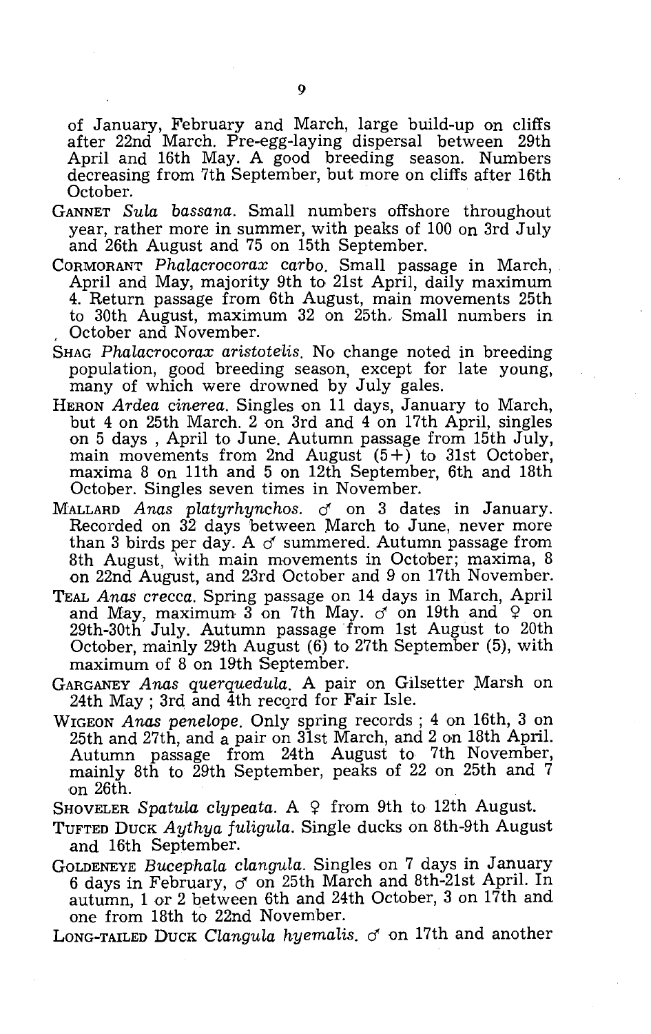of January, February and March, large build-up on cliffs after 22nd March. Pre-egg-laying dispersal between 29th April and 16th May. A good breeding season. Numbers decreasing from 7th September, but more on cliffs after 16th October.

GANNET *Sula bassana*. Small numbers offshore throughout year, rather more in summer, with peaks of 100 on 3rd July and 26th August and 75 on 15th September.

CORMORANT *Phalacrocorax carbo*. Small passage in March, April and May, majority 9th to 21st April, daily maximum 4. Return passage from 6th August, main movements 25th to 30th August, maximum 32 on 25th. Small numbers in October and November.

SHAG *Phalacrocorax aristotelis*. No change noted in breeding population, good breeding season, except for late young, many of which were drowned by July gales.

HERON *Ardea cinerea*. Singles on 11 days, January to March, but 4 on 25th March. 2 on 3rd and 4 on 17th April, singles on 5 days , April to June. Autumn passage from 15th July, main movements from 2nd August (5+) to 31st October, maxima 8 on 11th and 5 on 12th September, 6th and 18th October. Singles seven times in November.

MALLARD *Anas platyrhynchos*. ♂ on 3 dates in January. Recorded on 32 days between March to June, never more than 3 birds per day. A ♂ summered. Autumn passage from 8th August, with main movements in October; maxima, 8 on 22nd August, and 23rd October and 9 on 17th November.

TEAL *Anas crecca*. Spring passage on 14 days in March, April and May, maximum 3 on 7th May. ♂ on 19th and ♀ on 29th-30th July. Autumn passage from 1st August to 20th October, mainly 29th August (6) to 27th September (5), with maximum of 8 on 19th September.

GARGANEY *Anas querquedula*. A pair on Gilsetter Marsh on 24th May ; 3rd and 4th record for Fair Isle.

WIGEON *Anas penelope*. Only spring records ; 4 on 16th, 3 on 25th and 27th, and a pair on 31st March, and 2 on 18th April. Autumn passage from 24th August to 7th November, mainly 8th to 29th September, peaks of 22 on 25th and 7 on 26th.

SHOVELER *Spatula clypeata*. A ♀ from 9th to 12th August.

TUFTED DUCK *Aythya fuligula*. Single ducks on 8th-9th August and 16th September.

GOLDENEYE *Bucephala clangula*. Singles on 7 days in January 6 days in February, ♂ on 25th March and 8th-21st April. In autumn, 1 or 2 between 6th and 24th October, 3 on 17th and one from 18th to 22nd November.

LONG-TAILED DUCK *Clangula hyemalis*. ♂ on 17th and another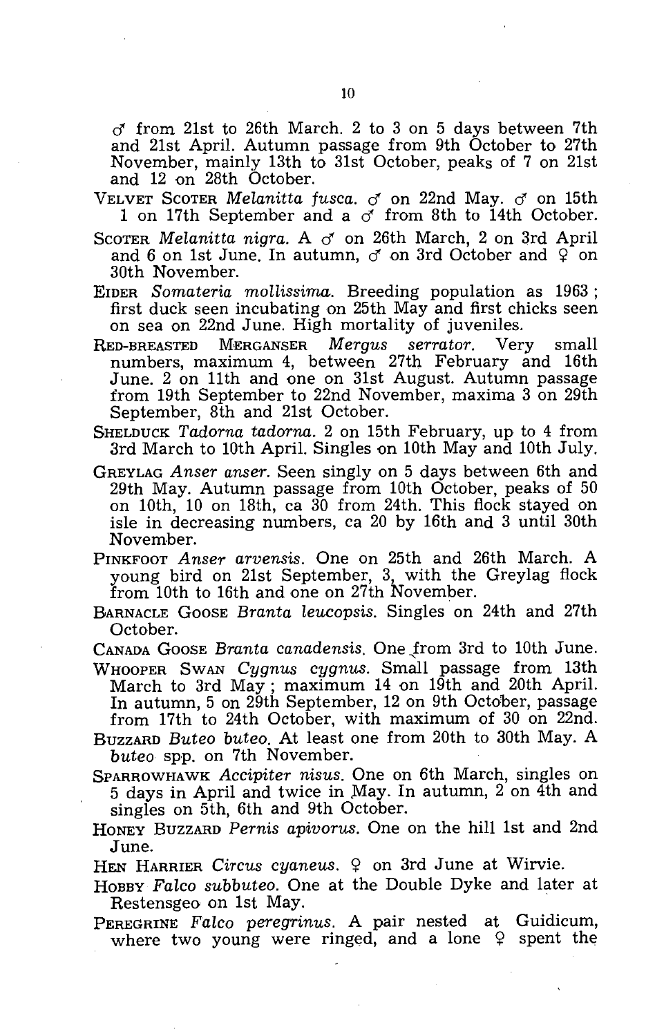♂ from 21st to 26th March. 2 to 3 on 5 days between 7th and 21st April. Autumn passage from 9th October to 27th November, mainly 13th to 31st October, peaks of 7 on 21st and 12 on 28th October.

VELVET SCOTER *Melanitta fusca*. ♂ on 22nd May. ♂ on 15th 1 on 17th September and a ♂ from 8th to 14th October.

SCOTER *Melanitta nigra*. A ♂ on 26th March, 2 on 3rd April and 6 on 1st June. In autumn, ♂ on 3rd October and ♀ on 30th November.

EIDER *Somateria mollissima*. Breeding population as 1963; first duck seen incubating on 25th May and first chicks seen on sea on 22nd June. High mortality of juveniles.

RED-BREASTED MERGANSER *Mergus serrator*. Very small numbers, maximum 4, between 27th February and 16th June. 2 on 11th and one on 31st August. Autumn passage from 19th September to 22nd November, maxima 3 on 29th September, 8th and 21st October.

SHELDUCK *Tadorna tadorna*. 2 on 15th February, up to 4 from 3rd March to 10th April. Singles on 10th May and 10th July.

GREYLAG *Anser anser*. Seen singly on 5 days between 6th and 29th May. Autumn passage from 10th October, peaks of 50 on 10th, 10 on 18th, ca 30 from 24th. This flock stayed on isle in decreasing numbers, ca 20 by 16th and 3 until 30th November.

PINKFOOT *Anser arvensis*. One on 25th and 26th March. A young bird on 21st September, 3, with the Greylag flock from 10th to 16th and one on 27th November.

BARNACLE GOOSE *Branta leucopsis*. Singles on 24th and 27th October.

CANADA GOOSE *Branta canadensis*. One from 3rd to 10th June.

WHOOPER SWAN *Cygnus cygnus*. Small passage from 13th March to 3rd May; maximum 14 on 19th and 20th April. In autumn, 5 on 29th September, 12 on 9th October, passage from 17th to 24th October, with maximum of 30 on 22nd.

BUZZARD *Buteo buteo*. At least one from 20th to 30th May. A *buteo* spp. on 7th November.

SPARROWHAWK *Accipiter nisus*. One on 6th March, singles on 5 days in April and twice in May. In autumn, 2 on 4th and singles on 5th, 6th and 9th October.

HONEY BUZZARD *Pernis apivorus*. One on the hill 1st and 2nd June.

HEN HARRIER *Circus cyaneus*. ♀ on 3rd June at Wirvie.

HOBBY *Falco subbuteo*. One at the Double Dyke and later at Restensgeo on 1st May.

PEREGRINE *Falco peregrinus*. A pair nested at Guidicum, where two young were ringed, and a lone ♀ spent the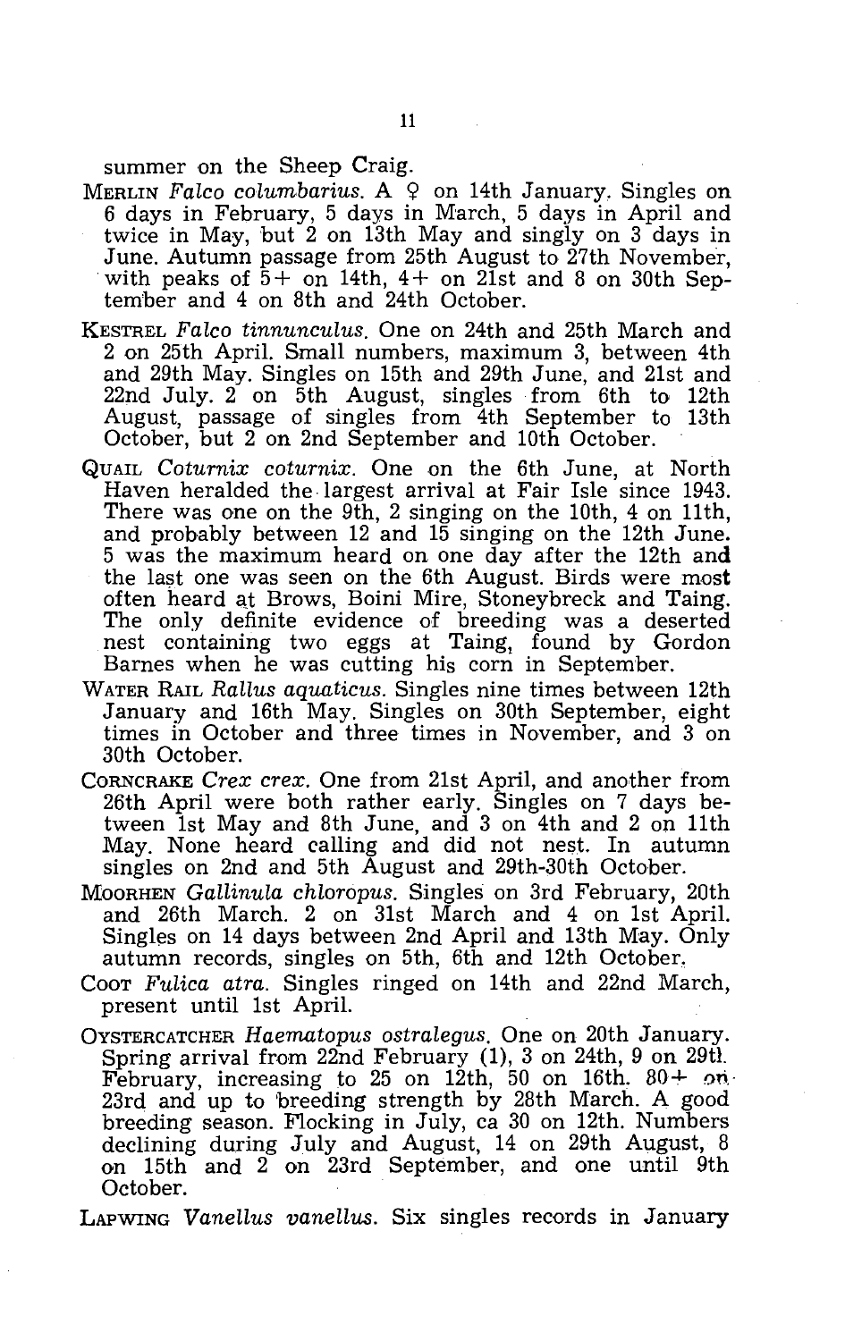summer on the Sheep Craig.

MERLIN *Falco columbarius*. A ♀ on 14th January. Singles on 6 days in February, 5 days in March, 5 days in April and twice in May, but 2 on 13th May and singly on 3 days in June. Autumn passage from 25th August to 27th November, with peaks of 5+ on 14th, 4+ on 21st and 8 on 30th September and 4 on 8th and 24th October.

KESTREL *Falco tinnunculus*. One on 24th and 25th March and 2 on 25th April. Small numbers, maximum 3, between 4th and 29th May. Singles on 15th and 29th June, and 21st and 22nd July. 2 on 5th August, singles from 6th to 12th August, passage of singles from 4th September to 13th October, but 2 on 2nd September and 10th October.

QUAIL *Coturnix coturnix*. One on the 6th June, at North Haven heralded the largest arrival at Fair Isle since 1943. There was one on the 9th, 2 singing on the 10th, 4 on 11th, and probably between 12 and 15 singing on the 12th June. 5 was the maximum heard on one day after the 12th and the last one was seen on the 6th August. Birds were most often heard at Brows, Boini Mire, Stoneybreck and Taing. The only definite evidence of breeding was a deserted nest containing two eggs at Taing, found by Gordon Barnes when he was cutting his corn in September.

WATER RAIL *Rallus aquaticus*. Singles nine times between 12th January and 16th May. Singles on 30th September, eight times in October and three times in November, and 3 on 30th October.

CORNCRAKE *Crex crex*. One from 21st April, and another from 26th April were both rather early. Singles on 7 days between 1st May and 8th June, and 3 on 4th and 2 on 11th May. None heard calling and did not nest. In autumn singles on 2nd and 5th August and 29th-30th October.

MOORHEN *Gallinula chloropus*. Singles on 3rd February, 20th and 26th March. 2 on 31st March and 4 on 1st April. Singles on 14 days between 2nd April and 13th May. Only autumn records, singles on 5th, 6th and 12th October.

COOT *Fulica atra*. Singles ringed on 14th and 22nd March, present until 1st April.

OYSTERCATCHER *Haematopus ostralegus*. One on 20th January. Spring arrival from 22nd February (1), 3 on 24th, 9 on 29th February, increasing to 25 on 12th, 50 on 16th. 80+ on 23rd and up to breeding strength by 28th March. A good breeding season. Flocking in July, ca 30 on 12th. Numbers declining during July and August, 14 on 29th August, 8 on 15th and 2 on 23rd September, and one until 9th October.

LAPWING *Vanellus vanellus*. Six singles records in January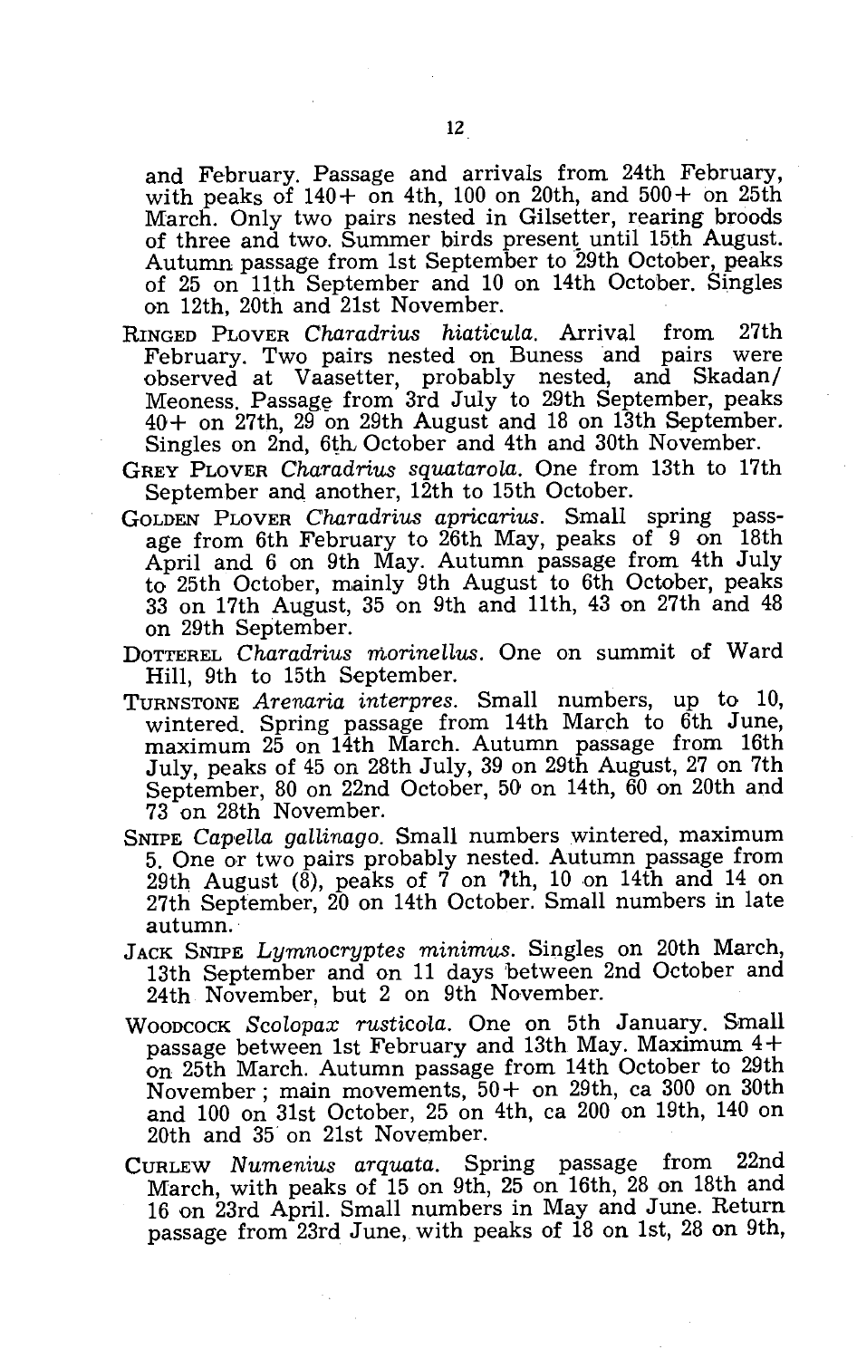and February. Passage and arrivals from 24th February, with peaks of 140+ on 4th, 100 on 20th, and 500+ on 25th March. Only two pairs nested in Gilsetter, rearing broods of three and two. Summer birds present until 15th August. Autumn passage from 1st September to 29th October, peaks of 25 on 11th September and 10 on 14th October. Singles on 12th, 20th and 21st November.

RINGED PLOVER *Charadrius hiaticula*. Arrival from 27th February. Two pairs nested on Buness and pairs were observed at Vaasetter, probably nested, and Skadan/Meoness. Passage from 3rd July to 29th September, peaks 40+ on 27th, 29 on 29th August and 18 on 13th September. Singles on 2nd, 6th October and 4th and 30th November.

GREY PLOVER *Charadrius squatarola*. One from 13th to 17th September and another, 12th to 15th October.

GOLDEN PLOVER *Charadrius apricarius*. Small spring passage from 6th February to 26th May, peaks of 9 on 18th April and 6 on 9th May. Autumn passage from 4th July to 25th October, mainly 9th August to 6th October, peaks 33 on 17th August, 35 on 9th and 11th, 43 on 27th and 48 on 29th September.

DOTTEREL *Charadrius morinellus*. One on summit of Ward Hill, 9th to 15th September.

TURNSTONE *Arenaria interpres*. Small numbers, up to 10, wintered. Spring passage from 14th March to 6th June, maximum 25 on 14th March. Autumn passage from 16th July, peaks of 45 on 28th July, 39 on 29th August, 27 on 7th September, 80 on 22nd October, 50 on 14th, 60 on 20th and 73 on 28th November.

SNIPE *Capella gallinago*. Small numbers wintered, maximum 5. One or two pairs probably nested. Autumn passage from 29th August (8), peaks of 7 on 7th, 10 on 14th and 14 on 27th September, 20 on 14th October. Small numbers in late autumn.

JACK SNIPE *Lymnocryptes minimus*. Singles on 20th March, 13th September and on 11 days between 2nd October and 24th November, but 2 on 9th November.

WOODCOCK *Scolopax rusticola*. One on 5th January. Small passage between 1st February and 13th May. Maximum 4+ on 25th March. Autumn passage from 14th October to 29th November; main movements, 50+ on 29th, ca 300 on 30th and 100 on 31st October, 25 on 4th, ca 200 on 19th, 140 on 20th and 35 on 21st November.

CURLEW *Numenius arquata*. Spring passage from 22nd March, with peaks of 15 on 9th, 25 on 16th, 28 on 18th and 16 on 23rd April. Small numbers in May and June. Return passage from 23rd June, with peaks of 18 on 1st, 28 on 9th,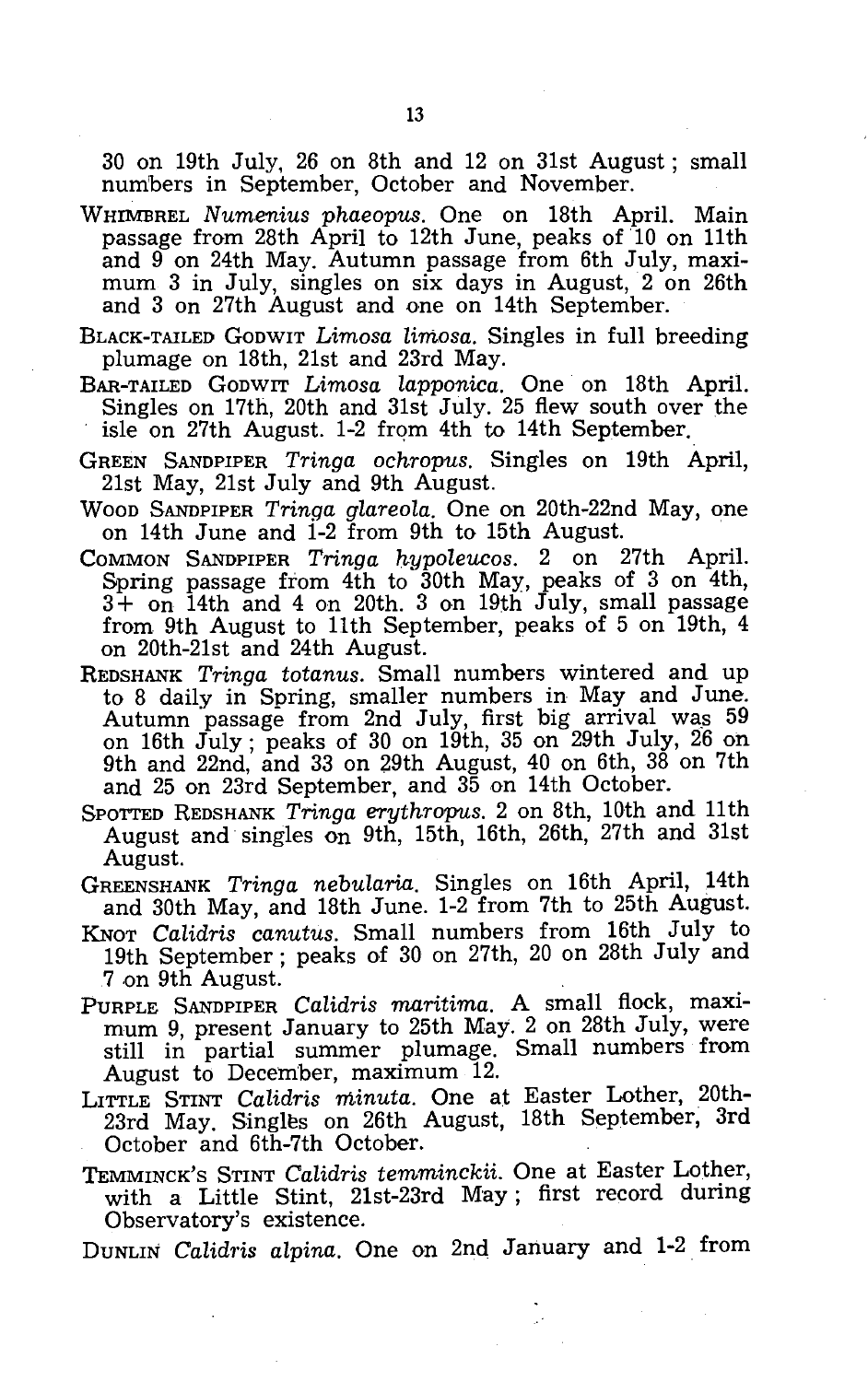30 on 19th July, 26 on 8th and 12 on 31st August; small numbers in September, October and November.

WHIMBREL *Numenius phaeopus*. One on 18th April. Main passage from 28th April to 12th June, peaks of 10 on 11th and 9 on 24th May. Autumn passage from 6th July, maximum 3 in July, singles on six days in August, 2 on 26th and 3 on 27th August and one on 14th September.

BLACK-TAILED GODWIT *Limosa limosa*. Singles in full breeding plumage on 18th, 21st and 23rd May.

BAR-TAILED GODWIT *Limosa lapponica*. One on 18th April. Singles on 17th, 20th and 31st July. 25 flew south over the isle on 27th August. 1-2 from 4th to 14th September.

GREEN SANDPIPER *Tringa ochropus*. Singles on 19th April, 21st May, 21st July and 9th August.

WOOD SANDPIPER *Tringa glareola*. One on 20th-22nd May, one on 14th June and 1-2 from 9th to 15th August.

COMMON SANDPIPER *Tringa hypoleucos*. 2 on 27th April. Spring passage from 4th to 30th May, peaks of 3 on 4th, 3+ on 14th and 4 on 20th. 3 on 19th July, small passage from 9th August to 11th September, peaks of 5 on 19th, 4 on 20th-21st and 24th August.

REDSHANK *Tringa totanus*. Small numbers wintered and up to 8 daily in Spring, smaller numbers in May and June. Autumn passage from 2nd July, first big arrival was 59 on 16th July; peaks of 30 on 19th, 35 on 29th July, 26 on 9th and 22nd, and 33 on 29th August, 40 on 6th, 38 on 7th and 25 on 23rd September, and 35 on 14th October.

SPOTTED REDSHANK *Tringa erythropus*. 2 on 8th, 10th and 11th August and singles on 9th, 15th, 16th, 26th, 27th and 31st August.

GREENSHANK *Tringa nebularia*. Singles on 16th April, 14th and 30th May, and 18th June. 1-2 from 7th to 25th August.

KNOT *Calidris canutus*. Small numbers from 16th July to 19th September; peaks of 30 on 27th, 20 on 28th July and 7 on 9th August.

PURPLE SANDPIPER *Calidris maritima*. A small flock, maximum 9, present January to 25th May. 2 on 28th July, were still in partial summer plumage. Small numbers from August to December, maximum 12.

LITTLE STINT *Calidris minuta*. One at Easter Lother, 20th-23rd May. Singles on 26th August, 18th September, 3rd October and 6th-7th October.

TEMMINCK'S STINT *Calidris temminckii*. One at Easter Lother, with a Little Stint, 21st-23rd May; first record during Observatory's existence.

DUNLIN *Calidris alpina*. One on 2nd January and 1-2 from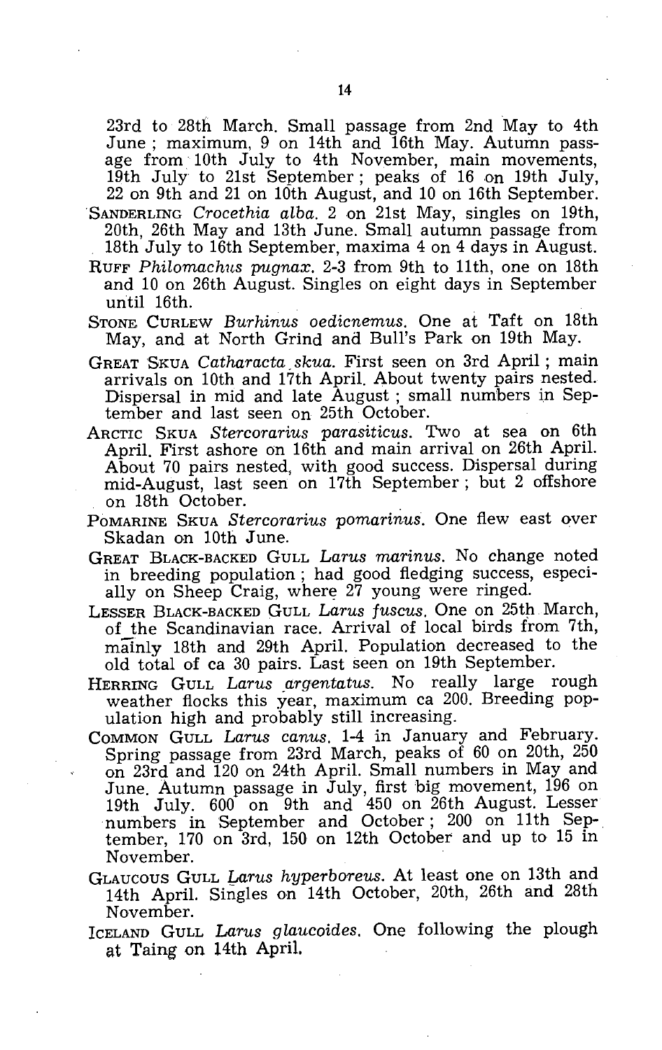23rd to 28th March. Small passage from 2nd May to 4th June ; maximum, 9 on 14th and 16th May. Autumn passage from 10th July to 4th November, main movements, 19th July to 21st September ; peaks of 16 on 19th July, 22 on 9th and 21 on 10th August, and 10 on 16th September.

SANDERLING *Crocethia alba*. 2 on 21st May, singles on 19th, 20th, 26th May and 13th June. Small autumn passage from 18th July to 16th September, maxima 4 on 4 days in August.

RUFF *Philomachus pugnax*. 2-3 from 9th to 11th, one on 18th and 10 on 26th August. Singles on eight days in September until 16th.

STONE CURLEW *Burhinus oedicnemus*. One at Taft on 18th May, and at North Grind and Bull's Park on 19th May.

GREAT SKUA *Catharacta skua*. First seen on 3rd April ; main arrivals on 10th and 17th April. About twenty pairs nested. Dispersal in mid and late August ; small numbers in September and last seen on 25th October.

ARCTIC SKUA *Stercorarius parasiticus*. Two at sea on 6th April. First ashore on 16th and main arrival on 26th April. About 70 pairs nested, with good success. Dispersal during mid-August, last seen on 17th September ; but 2 offshore on 18th October.

POMARINE SKUA *Stercorarius pomarinus*. One flew east over Skadan on 10th June.

GREAT BLACK-BACKED GULL *Larus marinus*. No change noted in breeding population ; had good fledging success, especially on Sheep Craig, where 27 young were ringed.

LESSER BLACK-BACKED GULL *Larus fuscus*. One on 25th March, of the Scandinavian race. Arrival of local birds from 7th, mainly 18th and 29th April. Population decreased to the old total of ca 30 pairs. Last seen on 19th September.

HERRING GULL *Larus argentatus*. No really large rough weather flocks this year, maximum ca 200. Breeding population high and probably still increasing.

COMMON GULL *Larus canus*. 1-4 in January and February. Spring passage from 23rd March, peaks of 60 on 20th, 250 on 23rd and 120 on 24th April. Small numbers in May and June. Autumn passage in July, first big movement, 196 on 19th July. 600 on 9th and 450 on 26th August. Lesser numbers in September and October ; 200 on 11th September, 170 on 3rd, 150 on 12th October and up to 15 in November.

GLAUCOUS GULL *Larus hyperboreus*. At least one on 13th and 14th April. Singles on 14th October, 20th, 26th and 28th November.

ICELAND GULL *Larus glaucoides*. One following the plough at Taing on 14th April.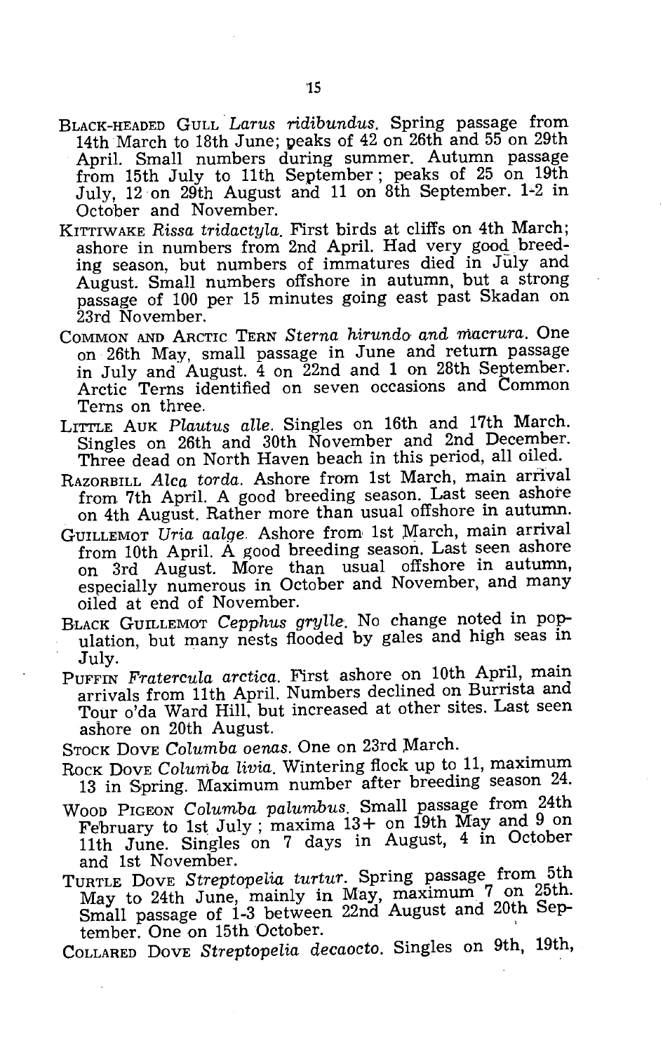BLACK-HEADED GULL *Larus ridibundus*. Spring passage from 14th March to 18th June; peaks of 42 on 26th and 55 on 29th April. Small numbers during summer. Autumn passage from 15th July to 11th September; peaks of 25 on 19th July, 12 on 29th August and 11 on 8th September. 1-2 in October and November.

KITTIWAKE *Rissa tridactyla*. First birds at cliffs on 4th March; ashore in numbers from 2nd April. Had very good breeding season, but numbers of immatures died in July and August. Small numbers offshore in autumn, but a strong passage of 100 per 15 minutes going east past Skadan on 23rd November.

COMMON AND ARCTIC TERN *Sterna hirundo and macrura*. One on 26th May, small passage in June and return passage in July and August. 4 on 22nd and 1 on 28th September. Arctic Terns identified on seven occasions and Common Terns on three.

LITTLE AUK *Plautus alle*. Singles on 16th and 17th March. Singles on 26th and 30th November and 2nd December. Three dead on North Haven beach in this period, all oiled.

RAZORBILL *Alca torda*. Ashore from 1st March, main arrival from 7th April. A good breeding season. Last seen ashore on 4th August. Rather more than usual offshore in autumn.

GUILLEMOT *Uria aalge*. Ashore from 1st March, main arrival from 10th April. A good breeding season. Last seen ashore on 3rd August. More than usual offshore in autumn, especially numerous in October and November, and many oiled at end of November.

BLACK GUILLEMOT *Cepphus grylle*. No change noted in population, but many nests flooded by gales and high seas in July.

PUFFIN *Fratercula arctica*. First ashore on 10th April, main arrivals from 11th April. Numbers declined on Burrista and Tour o'da Ward Hill, but increased at other sites. Last seen ashore on 20th August.

STOCK DOVE *Columba oenas*. One on 23rd March.

ROCK DOVE *Columba livia*. Wintering flock up to 11, maximum 13 in Spring. Maximum number after breeding season 24.

WOOD PIGEON *Columba palumbus*. Small passage from 24th February to 1st July; maxima 13+ on 19th May and 9 on 11th June. Singles on 7 days in August, 4 in October and 1st November.

TURTLE DOVE *Streptopelia turtur*. Spring passage from 5th May to 24th June, mainly in May, maximum 7 on 25th. Small passage of 1-3 between 22nd August and 20th September. One on 15th October.

COLLARED DOVE *Streptopelia decaocto*. Singles on 9th, 19th,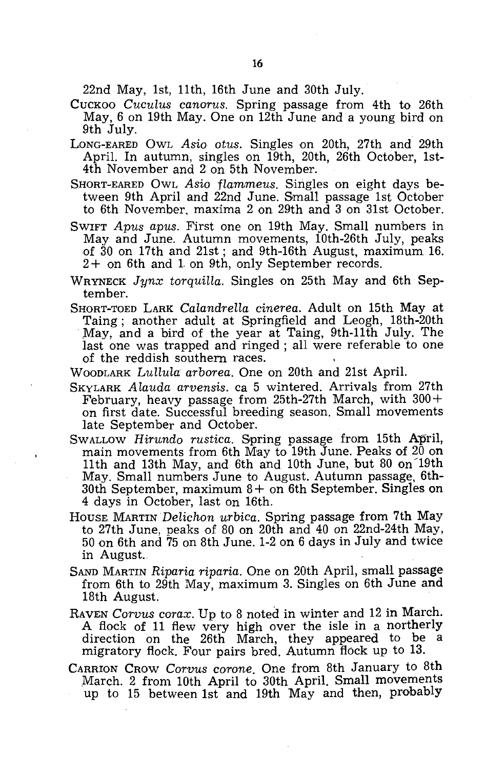22nd May, 1st, 11th, 16th June and 30th July.

CUCKOO *Cuculus canorus.* Spring passage from 4th to 26th May, 6 on 19th May. One on 12th June and a young bird on 9th July.

LONG-EARED OWL *Asio otus.* Singles on 20th, 27th and 29th April. In autumn, singles on 19th, 20th, 26th October, 1st-4th November and 2 on 5th November.

SHORT-EARED OWL *Asio flammeus.* Singles on eight days between 9th April and 22nd June. Small passage 1st October to 6th November, maxima 2 on 29th and 3 on 31st October.

SWIFT *Apus apus.* First one on 19th May. Small numbers in May and June. Autumn movements, 10th-26th July, peaks of 30 on 17th and 21st; and 9th-16th August, maximum 16. 2+ on 6th and 1 on 9th, only September records.

WRYNECK *Jynx torquilla.* Singles on 25th May and 6th September.

SHORT-TOED LARK *Calandrella cinerea.* Adult on 15th May at Taing; another adult at Springfield and Leogh, 18th-20th May, and a bird of the year at Taing, 9th-11th July. The last one was trapped and ringed; all were referable to one of the reddish southern races.

WOODLARK *Lullula arborea.* One on 20th and 21st April.

SKYLARK *Alauda arvensis.* ca 5 wintered. Arrivals from 27th February, heavy passage from 25th-27th March, with 300+ on first date. Successful breeding season. Small movements late September and October.

SWALLOW *Hirundo rustica.* Spring passage from 15th April, main movements from 6th May to 19th June. Peaks of 20 on 11th and 13th May, and 6th and 10th June, but 80 on 19th May. Small numbers June to August. Autumn passage, 6th-30th September, maximum 8+ on 6th September. Singles on 4 days in October, last on 16th.

HOUSE MARTIN *Delichon urbica.* Spring passage from 7th May to 27th June, peaks of 80 on 20th and 40 on 22nd-24th May, 50 on 6th and 75 on 8th June. 1-2 on 6 days in July and twice in August.

SAND MARTIN *Riparia riparia.* One on 20th April, small passage from 6th to 29th May, maximum 3. Singles on 6th June and 18th August.

RAVEN *Corvus corax.* Up to 8 noted in winter and 12 in March. A flock of 11 flew very high over the isle in a northerly direction on the 26th March, they appeared to be a migratory flock. Four pairs bred. Autumn flock up to 13.

CARRION CROW *Corvus corone.* One from 8th January to 8th March. 2 from 10th April to 30th April. Small movements up to 15 between 1st and 19th May and then, probably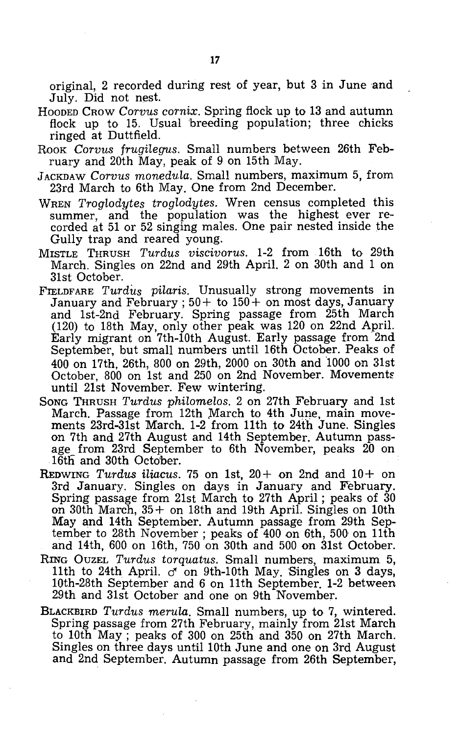original, 2 recorded during rest of year, but 3 in June and July. Did not nest.

HOODED CROW *Corvus cornix*. Spring flock up to 13 and autumn flock up to 15. Usual breeding population; three chicks ringed at Duttfield.

ROOK *Corvus frugilegus*. Small numbers between 26th February and 20th May, peak of 9 on 15th May.

JACKDAW *Corvus monedula*. Small numbers, maximum 5, from 23rd March to 6th May. One from 2nd December.

WREN *Troglodytes troglodytes*. Wren census completed this summer, and the population was the highest ever recorded at 51 or 52 singing males. One pair nested inside the Gully trap and reared young.

MISTLE THRUSH *Turdus viscivorus*. 1-2 from 16th to 29th March. Singles on 22nd and 29th April. 2 on 30th and 1 on 31st October.

FIELDFARE *Turdus pilaris*. Unusually strong movements in January and February ; 50+ to 150+ on most days, January and 1st-2nd February. Spring passage from 25th March (120) to 18th May, only other peak was 120 on 22nd April. Early migrant on 7th-10th August. Early passage from 2nd September, but small numbers until 16th October. Peaks of 400 on 17th, 26th, 800 on 29th, 2000 on 30th and 1000 on 31st October, 800 on 1st and 250 on 2nd November. Movements until 21st November. Few wintering.

SONG THRUSH *Turdus philomelos*. 2 on 27th February and 1st March. Passage from 12th March to 4th June, main movements 23rd-31st March. 1-2 from 11th to 24th June. Singles on 7th and 27th August and 14th September. Autumn passage from 23rd September to 6th November, peaks 20 on 16th and 30th October.

REDWING *Turdus iliacus*. 75 on 1st, 20+ on 2nd and 10+ on 3rd January. Singles on days in January and February. Spring passage from 21st March to 27th April ; peaks of 30 on 30th March, 35+ on 18th and 19th April. Singles on 10th May and 14th September. Autumn passage from 29th September to 28th November ; peaks of 400 on 6th, 500 on 11th and 14th, 600 on 16th, 750 on 30th and 500 on 31st October.

RING OUZEL *Turdus torquatus*. Small numbers, maximum 5, 11th to 24th April. ♂ on 9th-10th May. Singles on 3 days, 10th-28th September and 6 on 11th September. 1-2 between 29th and 31st October and one on 9th November.

BLACKBIRD *Turdus merula*. Small numbers, up to 7, wintered. Spring passage from 27th February, mainly from 21st March to 10th May ; peaks of 300 on 25th and 350 on 27th March. Singles on three days until 10th June and one on 3rd August and 2nd September. Autumn passage from 26th September,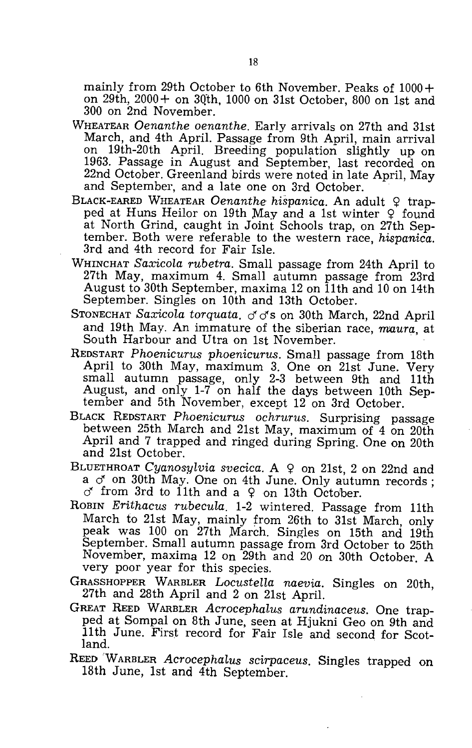mainly from 29th October to 6th November. Peaks of 1000+ on 29th, 2000+ on 30th, 1000 on 31st October, 800 on 1st and 300 on 2nd November.

WHEATEAR *Oenanthe oenanthe*. Early arrivals on 27th and 31st March, and 4th April. Passage from 9th April, main arrival on 19th-20th April. Breeding population slightly up on 1963. Passage in August and September, last recorded on 22nd October. Greenland birds were noted in late April, May and September, and a late one on 3rd October.

BLACK-EARED WHEATEAR *Oenanthe hispanica*. An adult ♀ trapped at Huns Heilor on 19th May and a 1st winter ♀ found at North Grind, caught in Joint Schools trap, on 27th September. Both were referable to the western race, *hispanica*. 3rd and 4th record for Fair Isle.

WHINCHAT *Saxicola rubetra*. Small passage from 24th April to 27th May, maximum 4. Small autumn passage from 23rd August to 30th September, maxima 12 on 11th and 10 on 14th September. Singles on 10th and 13th October.

STONECHAT *Saxicola torquata*. ♂♂s on 30th March, 22nd April and 19th May. An immature of the siberian race, *maura*, at South Harbour and Utra on 1st November.

REDSTART *Phoenicurus phoenicurus*. Small passage from 18th April to 30th May, maximum 3. One on 21st June. Very small autumn passage, only 2-3 between 9th and 11th August, and only 1-7 on half the days between 10th September and 5th November, except 12 on 3rd October.

BLACK REDSTART *Phoenicurus ochrurus*. Surprising passage between 25th March and 21st May, maximum of 4 on 20th April and 7 trapped and ringed during Spring. One on 20th and 21st October.

BLUETHROAT *Cyanosylvia svecica*. A ♀ on 21st, 2 on 22nd and a ♂ on 30th May. One on 4th June. Only autumn records; ♂ from 3rd to 11th and a ♀ on 13th October.

ROBIN *Erithacus rubecula*. 1-2 wintered. Passage from 11th March to 21st May, mainly from 26th to 31st March, only peak was 100 on 27th March. Singles on 15th and 19th September. Small autumn passage from 3rd October to 25th November, maxima 12 on 29th and 20 on 30th October. A very poor year for this species.

GRASSHOPPER WARBLER *Locustella naevia*. Singles on 20th, 27th and 28th April and 2 on 21st April.

GREAT REED WARBLER *Acrocephalus arundinaceus*. One trapped at Sompal on 8th June, seen at Hjukni Geo on 9th and 11th June. First record for Fair Isle and second for Scotland.

REED WARBLER *Acrocephalus scirpaceus*. Singles trapped on 18th June, 1st and 4th September.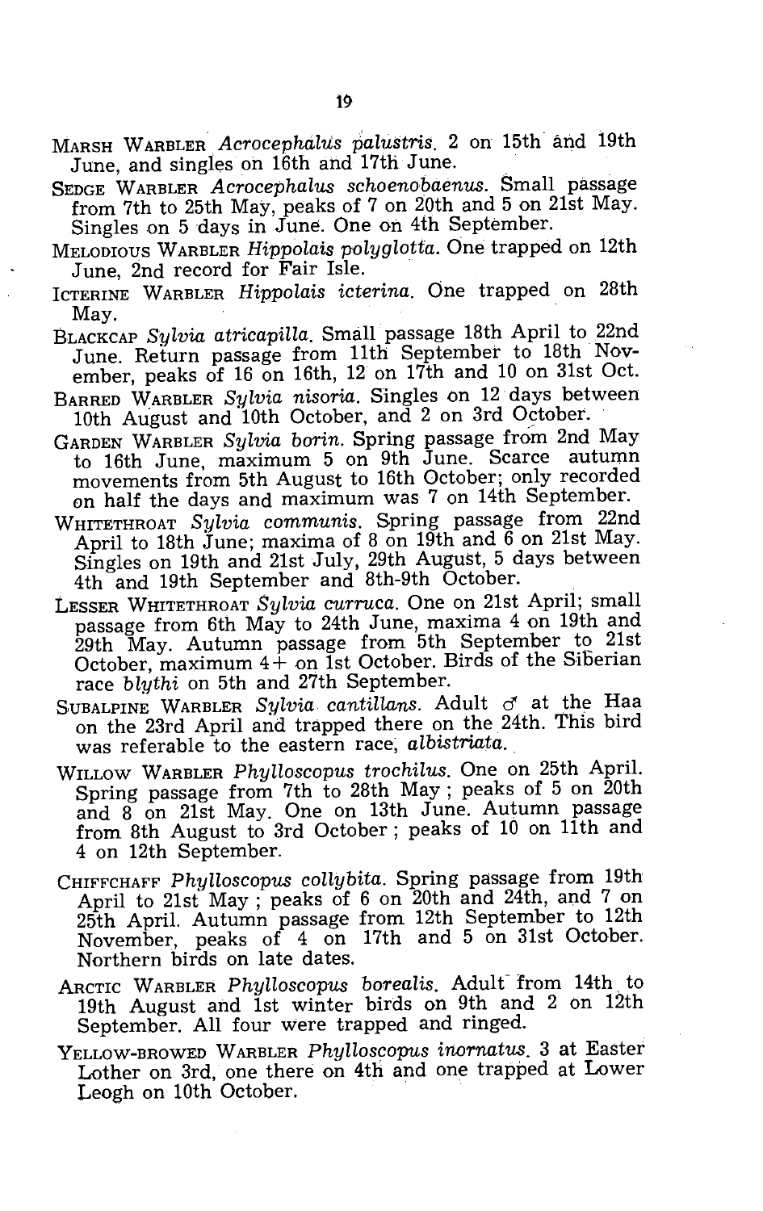MARSH WARBLER *Acrocephalus palustris*. 2 on 15th and 19th June, and singles on 16th and 17th June.

SEDGE WARBLER *Acrocephalus schoenobaenus*. Small passage from 7th to 25th May, peaks of 7 on 20th and 5 on 21st May. Singles on 5 days in June. One on 4th September.

MELODIOUS WARBLER *Hippolais polyglotta*. One trapped on 12th June, 2nd record for Fair Isle.

ICTERINE WARBLER *Hippolais icterina*. One trapped on 28th May.

BLACKCAP *Sylvia atricapilla*. Small passage 18th April to 22nd June. Return passage from 11th September to 18th November, peaks of 16 on 16th, 12 on 17th and 10 on 31st Oct.

BARRED WARBLER *Sylvia nisoria*. Singles on 12 days between 10th August and 10th October, and 2 on 3rd October.

GARDEN WARBLER *Sylvia borin*. Spring passage from 2nd May to 16th June, maximum 5 on 9th June. Scarce autumn movements from 5th August to 16th October; only recorded on half the days and maximum was 7 on 14th September.

WHITETHROAT *Sylvia communis*. Spring passage from 22nd April to 18th June; maxima of 8 on 19th and 6 on 21st May. Singles on 19th and 21st July, 29th August, 5 days between 4th and 19th September and 8th-9th October.

LESSER WHITETHROAT *Sylvia curruca*. One on 21st April; small passage from 6th May to 24th June, maxima 4 on 19th and 29th May. Autumn passage from 5th September to 21st October, maximum 4+ on 1st October. Birds of the Siberian race *blythi* on 5th and 27th September.

SUBALPINE WARBLER *Sylvia cantillans*. Adult ♂ at the Haa on the 23rd April and trapped there on the 24th. This bird was referable to the eastern race, *albistriata*.

WILLOW WARBLER *Phylloscopus trochilus*. One on 25th April. Spring passage from 7th to 28th May; peaks of 5 on 20th and 8 on 21st May. One on 13th June. Autumn passage from 8th August to 3rd October; peaks of 10 on 11th and 4 on 12th September.

CHIFFCHAFF *Phylloscopus collybita*. Spring passage from 19th April to 21st May; peaks of 6 on 20th and 24th, and 7 on 25th April. Autumn passage from 12th September to 12th November, peaks of 4 on 17th and 5 on 31st October. Northern birds on late dates.

ARCTIC WARBLER *Phylloscopus borealis*. Adult from 14th to 19th August and 1st winter birds on 9th and 2 on 12th September. All four were trapped and ringed.

YELLOW-BROWED WARBLER *Phylloscopus inornatus*. 3 at Easter Lother on 3rd, one there on 4th and one trapped at Lower Leogh on 10th October.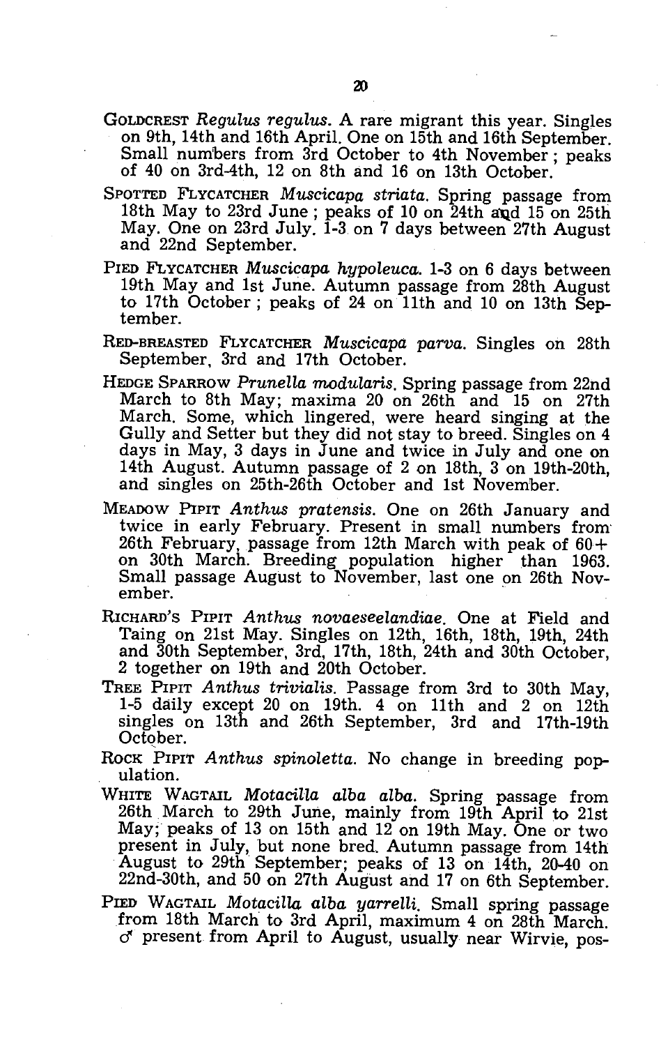GOLDCREST *Regulus regulus*. A rare migrant this year. Singles on 9th, 14th and 16th April. One on 15th and 16th September. Small numbers from 3rd October to 4th November; peaks of 40 on 3rd-4th, 12 on 8th and 16 on 13th October.

SPOTTED FLYCATCHER *Muscicapa striata*. Spring passage from 18th May to 23rd June; peaks of 10 on 24th and 15 on 25th May. One on 23rd July. 1-3 on 7 days between 27th August and 22nd September.

PIED FLYCATCHER *Muscicapa hypoleuca*. 1-3 on 6 days between 19th May and 1st June. Autumn passage from 28th August to 17th October; peaks of 24 on 11th and 10 on 13th September.

RED-BREASTED FLYCATCHER *Muscicapa parva*. Singles on 28th September, 3rd and 17th October.

HEDGE SPARROW *Prunella modularis*. Spring passage from 22nd March to 8th May; maxima 20 on 26th and 15 on 27th March. Some, which lingered, were heard singing at the Gully and Setter but they did not stay to breed. Singles on 4 days in May, 3 days in June and twice in July and one on 14th August. Autumn passage of 2 on 18th, 3 on 19th-20th, and singles on 25th-26th October and 1st November.

MEADOW PIPIT *Anthus pratensis*. One on 26th January and twice in early February. Present in small numbers from 26th February, passage from 12th March with peak of 60+ on 30th March. Breeding population higher than 1963. Small passage August to November, last one on 26th November.

RICHARD'S PIPIT *Anthus novaeseelandiae*. One at Field and Taing on 21st May. Singles on 12th, 16th, 18th, 19th, 24th and 30th September, 3rd, 17th, 18th, 24th and 30th October, 2 together on 19th and 20th October.

TREE PIPIT *Anthus trivialis*. Passage from 3rd to 30th May, 1-5 daily except 20 on 19th. 4 on 11th and 2 on 12th singles on 13th and 26th September, 3rd and 17th-19th October.

ROCK PIPIT *Anthus spinoletta*. No change in breeding population.

WHITE WAGTAIL *Motacilla alba alba*. Spring passage from 26th March to 29th June, mainly from 19th April to 21st May; peaks of 13 on 15th and 12 on 19th May. One or two present in July, but none bred. Autumn passage from 14th August to 29th September; peaks of 13 on 14th, 20-40 on 22nd-30th, and 50 on 27th August and 17 on 6th September.

PIED WAGTAIL *Motacilla alba yarrelli*. Small spring passage from 18th March to 3rd April, maximum 4 on 28th March. ♂ present from April to August, usually near Wirvie, pos-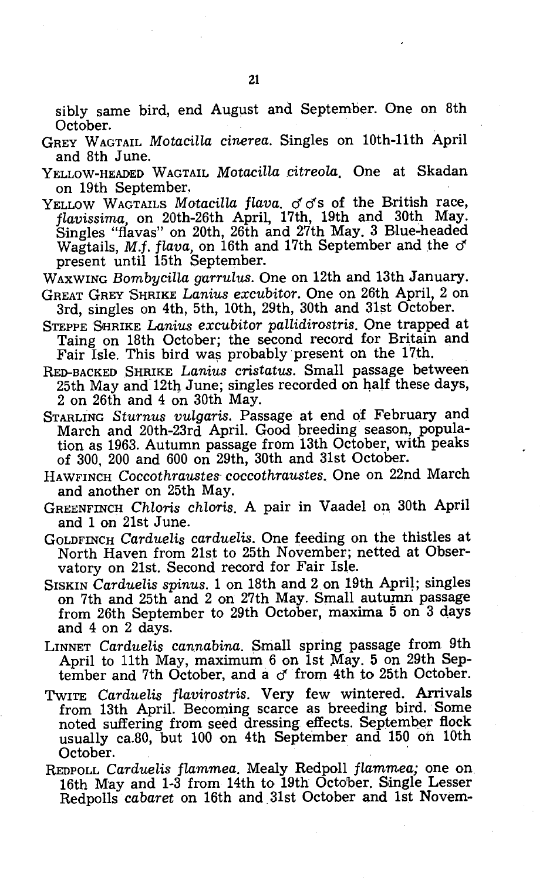sibly same bird, end August and September. One on 8th October.

GREY WAGTAIL *Motacilla cinerea.* Singles on 10th-11th April and 8th June.

YELLOW-HEADED WAGTAIL *Motacilla citreola.* One at Skadan on 19th September.

YELLOW WAGTAILS *Motacilla flava.* ♂♂s of the British race, *flavissima,* on 20th-26th April, 17th, 19th and 30th May. Singles "flavas" on 20th, 26th and 27th May. 3 Blue-headed Wagtails, *M.f. flava,* on 16th and 17th September and the ♂ present until 15th September.

WAXWING *Bombycilla garrulus.* One on 12th and 13th January.

GREAT GREY SHRIKE *Lanius excubitor.* One on 26th April, 2 on 3rd, singles on 4th, 5th, 10th, 29th, 30th and 31st October.

STEPPE SHRIKE *Lanius excubitor pallidirostris.* One trapped at Taing on 18th October; the second record for Britain and Fair Isle. This bird was probably present on the 17th.

RED-BACKED SHRIKE *Lanius cristatus.* Small passage between 25th May and 12th June; singles recorded on half these days, 2 on 26th and 4 on 30th May.

STARLING *Sturnus vulgaris.* Passage at end of February and March and 20th-23rd April. Good breeding season, population as 1963. Autumn passage from 13th October, with peaks of 300, 200 and 600 on 29th, 30th and 31st October.

HAWFINCH *Coccothraustes coccothraustes.* One on 22nd March and another on 25th May.

GREENFINCH *Chloris chloris.* A pair in Vaadel on 30th April and 1 on 21st June.

GOLDFINCH *Carduelis carduelis.* One feeding on the thistles at North Haven from 21st to 25th November; netted at Observatory on 21st. Second record for Fair Isle.

SISKIN *Carduelis spinus.* 1 on 18th and 2 on 19th April; singles on 7th and 25th and 2 on 27th May. Small autumn passage from 26th September to 29th October, maxima 5 on 3 days and 4 on 2 days.

LINNET *Carduelis cannabina.* Small spring passage from 9th April to 11th May, maximum 6 on 1st May. 5 on 29th September and 7th October, and a ♂ from 4th to 25th October.

TWITE *Carduelis flavirostris.* Very few wintered. Arrivals from 13th April. Becoming scarce as breeding bird. Some noted suffering from seed dressing effects. September flock usually ca.80, but 100 on 4th September and 150 on 10th October.

REDPOLL *Carduelis flammea.* Mealy Redpoll *flammea;* one on 16th May and 1-3 from 14th to 19th October. Single Lesser Redpolls *cabaret* on 16th and 31st October and 1st Novem-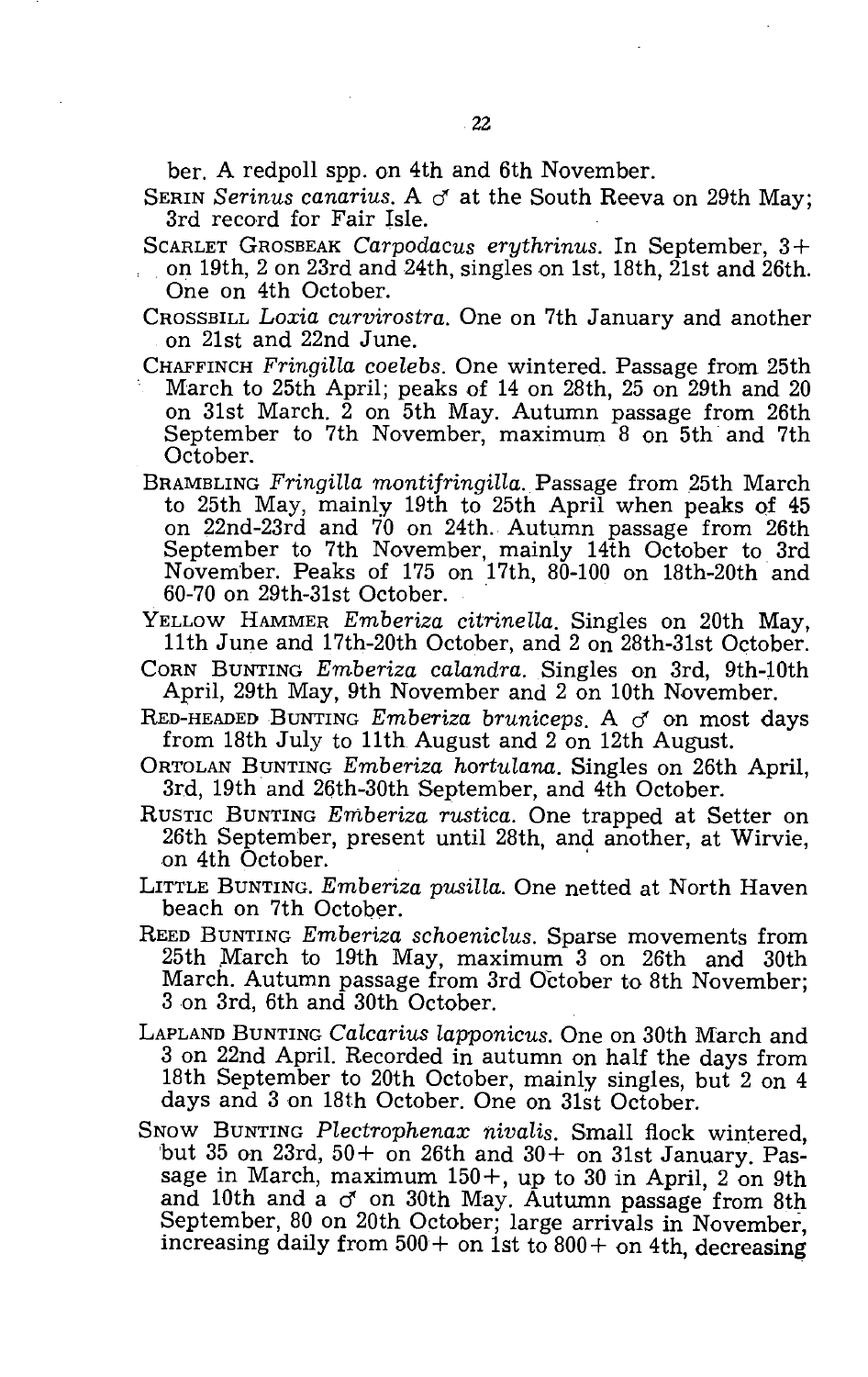ber. A redpoll spp. on 4th and 6th November.

SERIN *Serinus canarius.* A ♂ at the South Reeva on 29th May; 3rd record for Fair Isle.

SCARLET GROSBEAK *Carpodacus erythrinus.* In September, 3+ on 19th, 2 on 23rd and 24th, singles on 1st, 18th, 21st and 26th. One on 4th October.

CROSSBILL *Loxia curvirostra.* One on 7th January and another on 21st and 22nd June.

CHAFFINCH *Fringilla coelebs.* One wintered. Passage from 25th March to 25th April; peaks of 14 on 28th, 25 on 29th and 20 on 31st March. 2 on 5th May. Autumn passage from 26th September to 7th November, maximum 8 on 5th and 7th October.

BRAMBLING *Fringilla montifringilla.* Passage from 25th March to 25th May, mainly 19th to 25th April when peaks of 45 on 22nd-23rd and 70 on 24th. Autumn passage from 26th September to 7th November, mainly 14th October to 3rd November. Peaks of 175 on 17th, 80-100 on 18th-20th and 60-70 on 29th-31st October.

YELLOW HAMMER *Emberiza citrinella.* Singles on 20th May, 11th June and 17th-20th October, and 2 on 28th-31st October.

CORN BUNTING *Emberiza calandra.* Singles on 3rd, 9th-10th April, 29th May, 9th November and 2 on 10th November.

RED-HEADED BUNTING *Emberiza bruniceps.* A ♂ on most days from 18th July to 11th August and 2 on 12th August.

ORTOLAN BUNTING *Emberiza hortulana.* Singles on 26th April, 3rd, 19th and 26th-30th September, and 4th October.

RUSTIC BUNTING *Emberiza rustica.* One trapped at Setter on 26th September, present until 28th, and another, at Wirvie, on 4th October.

LITTLE BUNTING. *Emberiza pusilla.* One netted at North Haven beach on 7th October.

REED BUNTING *Emberiza schoeniclus.* Sparse movements from 25th March to 19th May, maximum 3 on 26th and 30th March. Autumn passage from 3rd October to 8th November; 3 on 3rd, 6th and 30th October.

LAPLAND BUNTING *Calcarius lapponicus.* One on 30th March and 3 on 22nd April. Recorded in autumn on half the days from 18th September to 20th October, mainly singles, but 2 on 4 days and 3 on 18th October. One on 31st October.

SNOW BUNTING *Plectrophenax nivalis.* Small flock wintered, but 35 on 23rd, 50+ on 26th and 30+ on 31st January. Passage in March, maximum 150+, up to 30 in April, 2 on 9th and 10th and a ♂ on 30th May. Autumn passage from 8th September, 80 on 20th October; large arrivals in November, increasing daily from 500+ on 1st to 800+ on 4th, decreasing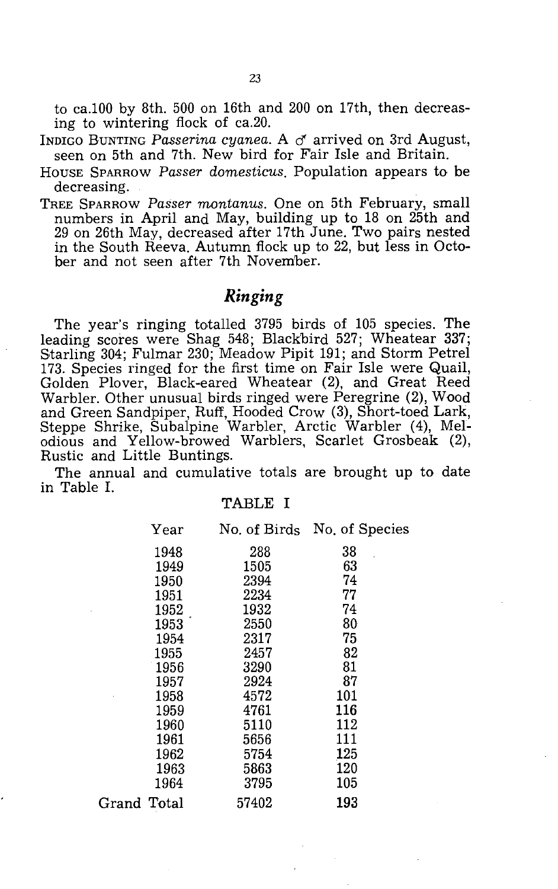to ca.100 by 8th. 500 on 16th and 200 on 17th, then decreasing to wintering flock of ca.20.

INDIGO BUNTING *Passerina cyanea*. A ♂ arrived on 3rd August, seen on 5th and 7th. New bird for Fair Isle and Britain.

HOUSE SPARROW *Passer domesticus*. Population appears to be decreasing.

TREE SPARROW *Passer montanus*. One on 5th February, small numbers in April and May, building up to 18 on 25th and 29 on 26th May, decreased after 17th June. Two pairs nested in the South Reeva. Autumn flock up to 22, but less in October and not seen after 7th November.

## *Ringing*

The year's ringing totalled 3795 birds of 105 species. The leading scores were Shag 548; Blackbird 527; Wheatear 337; Starling 304; Fulmar 230; Meadow Pipit 191; and Storm Petrel 173. Species ringed for the first time on Fair Isle were Quail, Golden Plover, Black-eared Wheatear (2), and Great Reed Warbler. Other unusual birds ringed were Peregrine (2), Wood and Green Sandpiper, Ruff, Hooded Crow (3), Short-toed Lark, Steppe Shrike, Subalpine Warbler, Arctic Warbler (4), Melodious and Yellow-browed Warblers, Scarlet Grosbeak (2), Rustic and Little Buntings.

The annual and cumulative totals are brought up to date in Table I.

TABLE I

| Year | No. of Birds | No. of Species |
|---|---|---|
| 1948 | 288 | 38 |
| 1949 | 1505 | 63 |
| 1950 | 2394 | 74 |
| 1951 | 2234 | 77 |
| 1952 | 1932 | 74 |
| 1953 | 2550 | 80 |
| 1954 | 2317 | 75 |
| 1955 | 2457 | 82 |
| 1956 | 3290 | 81 |
| 1957 | 2924 | 87 |
| 1958 | 4572 | 101 |
| 1959 | 4761 | 116 |
| 1960 | 5110 | 112 |
| 1961 | 5656 | 111 |
| 1962 | 5754 | 125 |
| 1963 | 5863 | 120 |
| 1964 | 3795 | 105 |
| Grand Total | 57402 | 193 |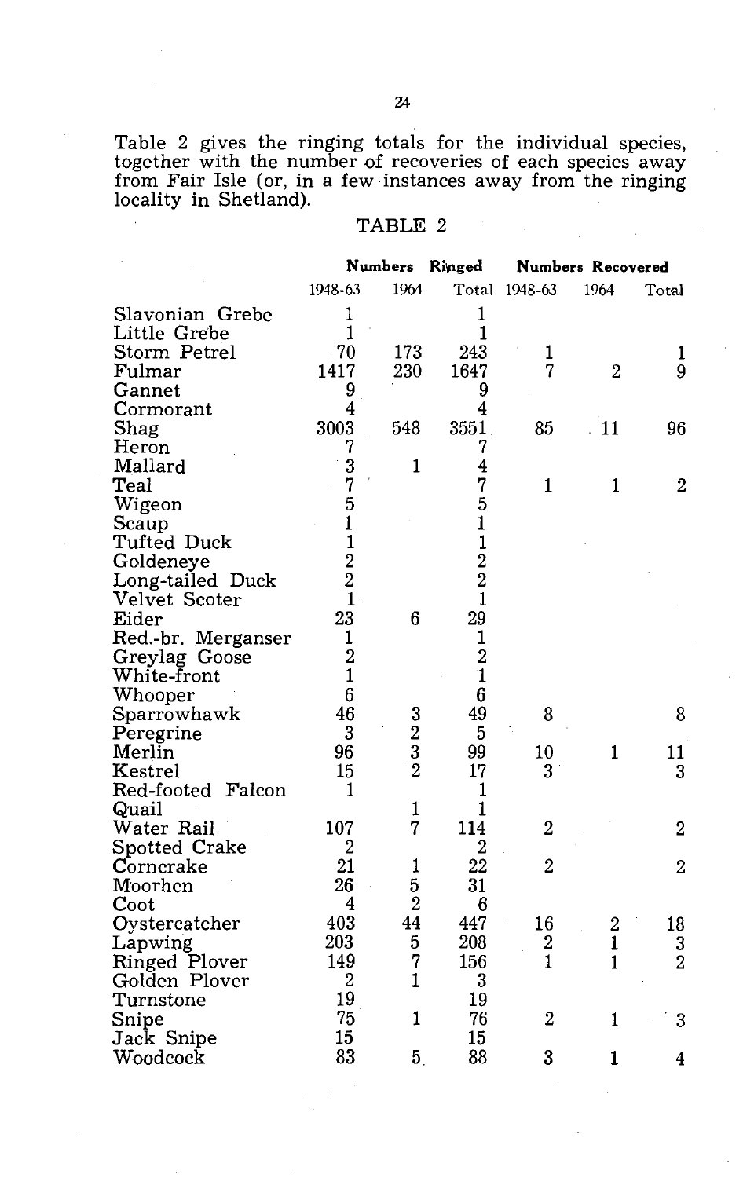Table 2 gives the ringing totals for the individual species, together with the number of recoveries of each species away from Fair Isle (or, in a few instances away from the ringing locality in Shetland).

TABLE 2

| | Numbers Ringed | | | Numbers Recovered | | |
|---|---|---|---|---|---|---|
| | 1948-63 | 1964 | Total | 1948-63 | 1964 | Total |
| Slavonian Grebe | 1 | | 1 | | | |
| Little Grebe | 1 | | 1 | | | |
| Storm Petrel | 70 | 173 | 243 | 1 | | 1 |
| Fulmar | 1417 | 230 | 1647 | 7 | 2 | 9 |
| Gannet | 9 | | 9 | | | |
| Cormorant | 4 | | 4 | | | |
| Shag | 3003 | 548 | 3551 | 85 | 11 | 96 |
| Heron | 7 | | 7 | | | |
| Mallard | 3 | 1 | 4 | | | |
| Teal | 7 | | 7 | 1 | 1 | 2 |
| Wigeon | 5 | | 5 | | | |
| Scaup | 1 | | 1 | | | |
| Tufted Duck | 1 | | 1 | | | |
| Goldeneye | 2 | | 2 | | | |
| Long-tailed Duck | 2 | | 2 | | | |
| Velvet Scoter | 1 | | 1 | | | |
| Eider | 23 | 6 | 29 | | | |
| Red.-br. Merganser | 1 | | 1 | | | |
| Greylag Goose | 2 | | 2 | | | |
| White-front | 1 | | 1 | | | |
| Whooper | 6 | | 6 | | | |
| Sparrowhawk | 46 | 3 | 49 | 8 | | 8 |
| Peregrine | 3 | 2 | 5 | | | |
| Merlin | 96 | 3 | 99 | 10 | 1 | 11 |
| Kestrel | 15 | 2 | 17 | 3 | | 3 |
| Red-footed Falcon | 1 | | 1 | | | |
| Quail | | 1 | 1 | | | |
| Water Rail | 107 | 7 | 114 | 2 | | 2 |
| Spotted Crake | 2 | | 2 | | | |
| Corncrake | 21 | 1 | 22 | 2 | | 2 |
| Moorhen | 26 | 5 | 31 | | | |
| Coot | 4 | 2 | 6 | | | |
| Oystercatcher | 403 | 44 | 447 | 16 | 2 | 18 |
| Lapwing | 203 | 5 | 208 | 2 | 1 | 3 |
| Ringed Plover | 149 | 7 | 156 | 1 | 1 | 2 |
| Golden Plover | 2 | 1 | 3 | | | |
| Turnstone | 19 | | 19 | | | |
| Snipe | 75 | 1 | 76 | 2 | 1 | 3 |
| Jack Snipe | 15 | | 15 | | | |
| Woodcock | 83 | 5 | 88 | 3 | 1 | 4 |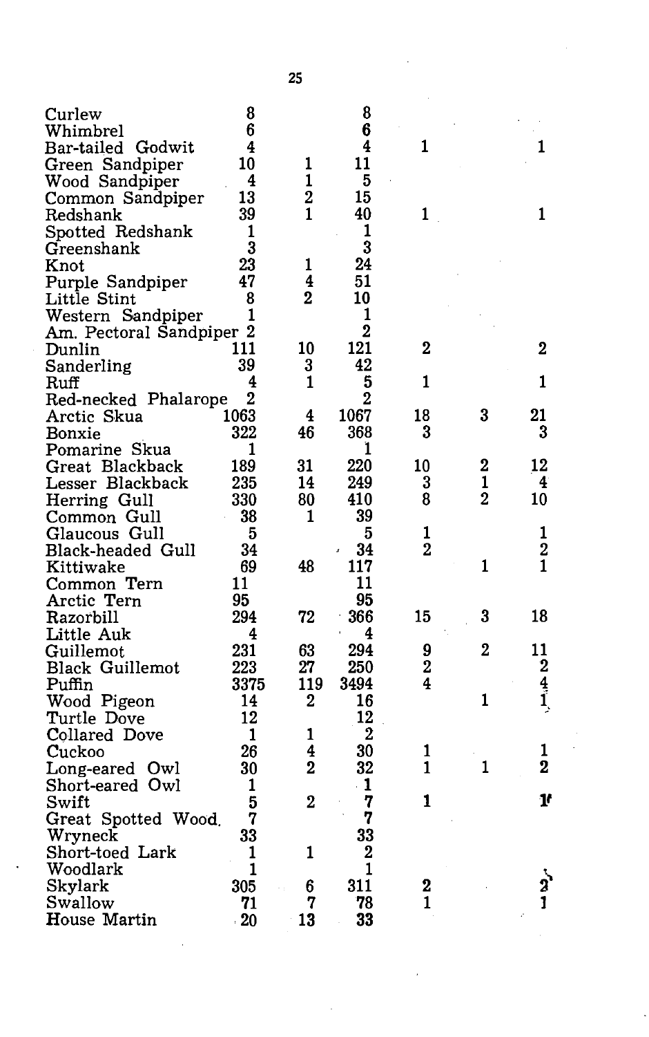| | | | | | | |
|---|---|---|---|---|---|---|
| Curlew | 8 | | 8 | | | |
| Whimbrel | 6 | | 6 | | | |
| Bar-tailed Godwit | 4 | | 4 | 1 | | 1 |
| Green Sandpiper | 10 | 1 | 11 | | | |
| Wood Sandpiper | 4 | 1 | 5 | | | |
| Common Sandpiper | 13 | 2 | 15 | | | |
| Redshank | 39 | 1 | 40 | 1 | | 1 |
| Spotted Redshank | 1 | | 1 | | | |
| Greenshank | 3 | | 3 | | | |
| Knot | 23 | 1 | 24 | | | |
| Purple Sandpiper | 47 | 4 | 51 | | | |
| Little Stint | 8 | 2 | 10 | | | |
| Western Sandpiper | 1 | | 1 | | | |
| Am. Pectoral Sandpiper | 2 | | 2 | | | |
| Dunlin | 111 | 10 | 121 | 2 | | 2 |
| Sanderling | 39 | 3 | 42 | | | |
| Ruff | 4 | 1 | 5 | 1 | | 1 |
| Red-necked Phalarope | 2 | | 2 | | | |
| Arctic Skua | 1063 | 4 | 1067 | 18 | 3 | 21 |
| Bonxie | 322 | 46 | 368 | 3 | | 3 |
| Pomarine Skua | 1 | | 1 | | | |
| Great Blackback | 189 | 31 | 220 | 10 | 2 | 12 |
| Lesser Blackback | 235 | 14 | 249 | 3 | 1 | 4 |
| Herring Gull | 330 | 80 | 410 | 8 | 2 | 10 |
| Common Gull | 38 | 1 | 39 | | | |
| Glaucous Gull | 5 | | 5 | 1 | | 1 |
| Black-headed Gull | 34 | | 34 | 2 | | 2 |
| Kittiwake | 69 | 48 | 117 | | 1 | 1 |
| Common Tern | 11 | | 11 | | | |
| Arctic Tern | 95 | | 95 | | | |
| Razorbill | 294 | 72 | 366 | 15 | 3 | 18 |
| Little Auk | 4 | | 4 | | | |
| Guillemot | 231 | 63 | 294 | 9 | 2 | 11 |
| Black Guillemot | 223 | 27 | 250 | 2 | | 2 |
| Puffin | 3375 | 119 | 3494 | 4 | | 4 |
| Wood Pigeon | 14 | 2 | 16 | | 1 | 1 |
| Turtle Dove | 12 | | 12 | | | |
| Collared Dove | 1 | 1 | 2 | | | |
| Cuckoo | 26 | 4 | 30 | 1 | | 1 |
| Long-eared Owl | 30 | 2 | 32 | 1 | 1 | 2 |
| Short-eared Owl | 1 | | 1 | | | |
| Swift | 5 | 2 | 7 | 1 | | 1 |
| Great Spotted Wood. | 7 | | 7 | | | |
| Wryneck | 33 | | 33 | | | |
| Short-toed Lark | 1 | 1 | 2 | | | |
| Woodlark | 1 | | 1 | | | |
| Skylark | 305 | 6 | 311 | 2 | | 2 |
| Swallow | 71 | 7 | 78 | 1 | | 1 |
| House Martin | 20 | 13 | 33 | | | |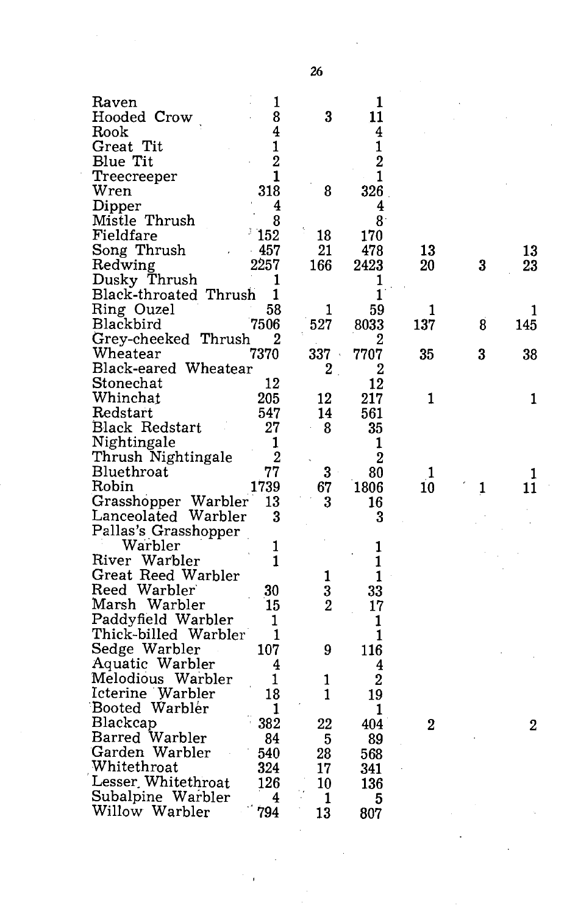| | | | | | | |
|---|---|---|---|---|---|---|
| Raven | 1 | | 1 | | | |
| Hooded Crow | 8 | 3 | 11 | | | |
| Rook | 4 | | 4 | | | |
| Great Tit | 1 | | 1 | | | |
| Blue Tit | 2 | | 2 | | | |
| Treecreeper | 1 | | 1 | | | |
| Wren | 318 | 8 | 326 | | | |
| Dipper | 4 | | 4 | | | |
| Mistle Thrush | 8 | | 8 | | | |
| Fieldfare | 152 | 18 | 170 | | | |
| Song Thrush | 457 | 21 | 478 | 13 | | 13 |
| Redwing | 2257 | 166 | 2423 | 20 | 3 | 23 |
| Dusky Thrush | 1 | | 1 | | | |
| Black-throated Thrush | 1 | | 1 | | | |
| Ring Ouzel | 58 | 1 | 59 | 1 | | 1 |
| Blackbird | 7506 | 527 | 8033 | 137 | 8 | 145 |
| Grey-cheeked Thrush | 2 | | 2 | | | |
| Wheatear | 7370 | 337 | 7707 | 35 | 3 | 38 |
| Black-eared Wheatear | | 2 | 2 | | | |
| Stonechat | 12 | | 12 | | | |
| Whinchat | 205 | 12 | 217 | 1 | | 1 |
| Redstart | 547 | 14 | 561 | | | |
| Black Redstart | 27 | 8 | 35 | | | |
| Nightingale | 1 | | 1 | | | |
| Thrush Nightingale | 2 | | 2 | | | |
| Bluethroat | 77 | 3 | 80 | 1 | | 1 |
| Robin | 1739 | 67 | 1806 | 10 | 1 | 11 |
| Grasshopper Warbler | 13 | 3 | 16 | | | |
| Lanceolated Warbler | 3 | | 3 | | | |
| Pallas's Grasshopper Warbler | 1 | | 1 | | | |
| River Warbler | 1 | | 1 | | | |
| Great Reed Warbler | | 1 | 1 | | | |
| Reed Warbler | 30 | 3 | 33 | | | |
| Marsh Warbler | 15 | 2 | 17 | | | |
| Paddyfield Warbler | 1 | | 1 | | | |
| Thick-billed Warbler | 1 | | 1 | | | |
| Sedge Warbler | 107 | 9 | 116 | | | |
| Aquatic Warbler | 4 | | 4 | | | |
| Melodious Warbler | 1 | 1 | 2 | | | |
| Icterine Warbler | 18 | 1 | 19 | | | |
| Booted Warbler | 1 | | 1 | | | |
| Blackcap | 382 | 22 | 404 | 2 | | 2 |
| Barred Warbler | 84 | 5 | 89 | | | |
| Garden Warbler | 540 | 28 | 568 | | | |
| Whitethroat | 324 | 17 | 341 | | | |
| Lesser Whitethroat | 126 | 10 | 136 | | | |
| Subalpine Warbler | 4 | 1 | 5 | | | |
| Willow Warbler | 794 | 13 | 807 | | | |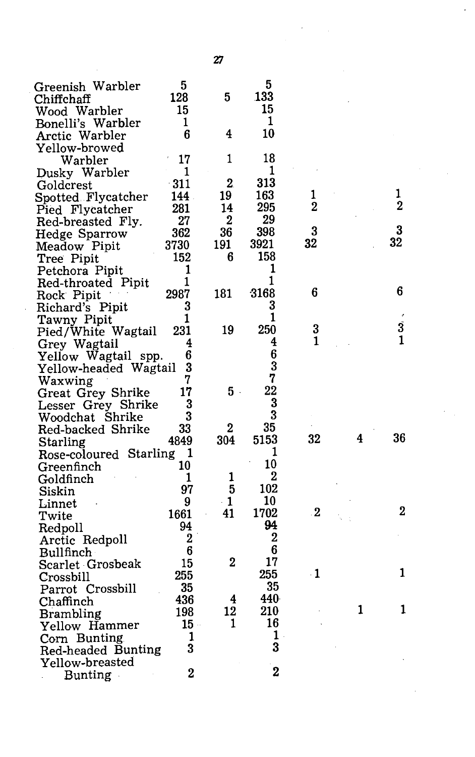| | | | | | | |
|---|---|---|---|---|---|---|
| Greenish Warbler | 5 | | 5 | | | |
| Chiffchaff | 128 | 5 | 133 | | | |
| Wood Warbler | 15 | | 15 | | | |
| Bonelli's Warbler | 1 | | 1 | | | |
| Arctic Warbler | 6 | 4 | 10 | | | |
| Yellow-browed Warbler | 17 | 1 | 18 | | | |
| Dusky Warbler | 1 | | 1 | | | |
| Goldcrest | 311 | 2 | 313 | | | |
| Spotted Flycatcher | 144 | 19 | 163 | 1 | | 1 |
| Pied Flycatcher | 281 | 14 | 295 | 2 | | 2 |
| Red-breasted Fly. | 27 | 2 | 29 | | | |
| Hedge Sparrow | 362 | 36 | 398 | 3 | | 3 |
| Meadow Pipit | 3730 | 191 | 3921 | 32 | | 32 |
| Tree Pipit | 152 | 6 | 158 | | | |
| Petchora Pipit | 1 | | 1 | | | |
| Red-throated Pipit | 1 | | 1 | | | |
| Rock Pipit | 2987 | 181 | 3168 | 6 | | 6 |
| Richard's Pipit | 3 | | 3 | | | |
| Tawny Pipit | 1 | | 1 | | | |
| Pied/White Wagtail | 231 | 19 | 250 | 3 | | 3 |
| Grey Wagtail | 4 | | 4 | 1 | | 1 |
| Yellow Wagtail spp. | 6 | | 6 | | | |
| Yellow-headed Wagtail | 3 | | 3 | | | |
| Waxwing | 7 | | 7 | | | |
| Great Grey Shrike | 17 | 5 | 22 | | | |
| Lesser Grey Shrike | 3 | | 3 | | | |
| Woodchat Shrike | 3 | | 3 | | | |
| Red-backed Shrike | 33 | 2 | 35 | | | |
| Starling | 4849 | 304 | 5153 | 32 | 4 | 36 |
| Rose-coloured Starling | 1 | | 1 | | | |
| Greenfinch | 10 | | 10 | | | |
| Goldfinch | 1 | 1 | 2 | | | |
| Siskin | 97 | 5 | 102 | | | |
| Linnet | 9 | 1 | 10 | | | |
| Twite | 1661 | 41 | 1702 | 2 | | 2 |
| Redpoll | 94 | | 94 | | | |
| Arctic Redpoll | 2 | | 2 | | | |
| Bullfinch | 6 | | 6 | | | |
| Scarlet Grosbeak | 15 | 2 | 17 | | | |
| Crossbill | 255 | | 255 | 1 | | 1 |
| Parrot Crossbill | 35 | | 35 | | | |
| Chaffinch | 436 | 4 | 440 | | | |
| Brambling | 198 | 12 | 210 | | 1 | 1 |
| Yellow Hammer | 15 | 1 | 16 | | | |
| Corn Bunting | 1 | | 1 | | | |
| Red-headed Bunting | 3 | | 3 | | | |
| Yellow-breasted Bunting | 2 | | 2 | | | |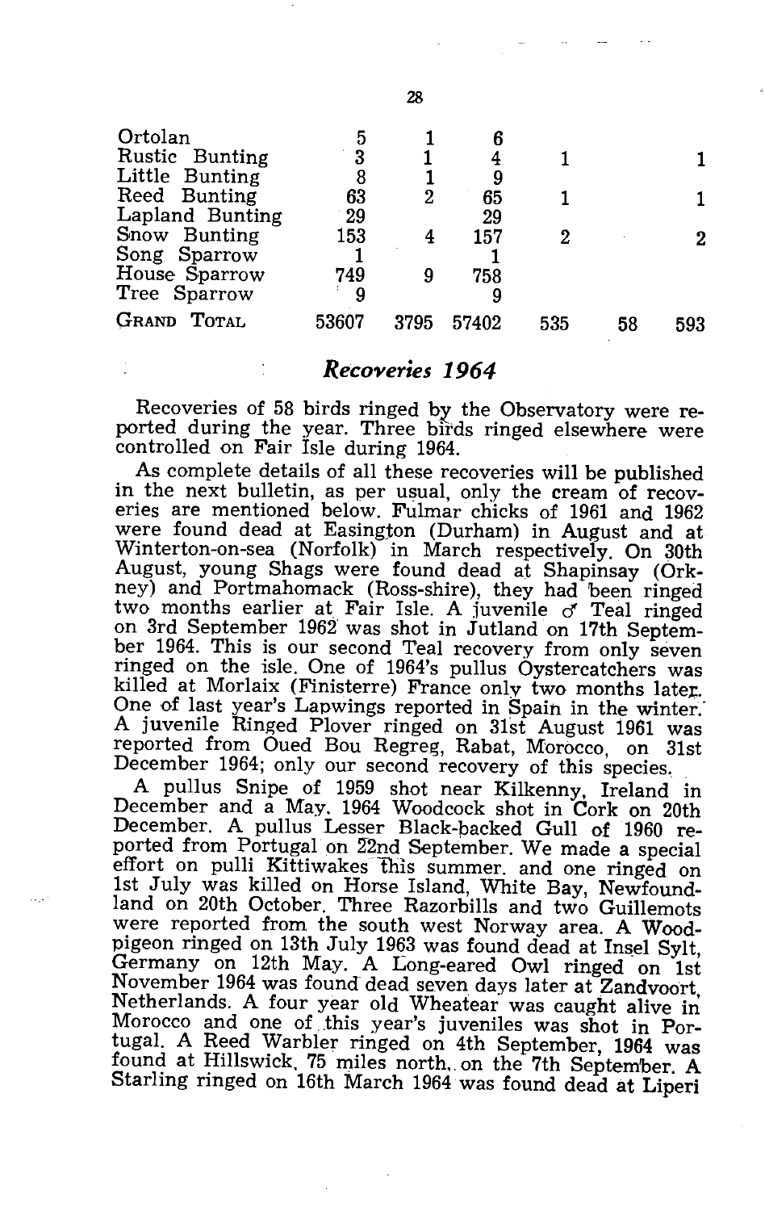| | | | | | | |
|---|---|---|---|---|---|---|
| Ortolan | 5 | 1 | 6 | | | |
| Rustic Bunting | 3 | 1 | 4 | 1 | | 1 |
| Little Bunting | 8 | 1 | 9 | | | |
| Reed Bunting | 63 | 2 | 65 | 1 | | 1 |
| Lapland Bunting | 29 | | 29 | | | |
| Snow Bunting | 153 | 4 | 157 | 2 | | 2 |
| Song Sparrow | 1 | | 1 | | | |
| House Sparrow | 749 | 9 | 758 | | | |
| Tree Sparrow | 9 | | 9 | | | |
| GRAND TOTAL | 53607 | 3795 | 57402 | 535 | 58 | 593 |

## *Recoveries 1964*

Recoveries of 58 birds ringed by the Observatory were reported during the year. Three birds ringed elsewhere were controlled on Fair Isle during 1964.

As complete details of all these recoveries will be published in the next bulletin, as per usual, only the cream of recoveries are mentioned below. Fulmar chicks of 1961 and 1962 were found dead at Easington (Durham) in August and at Winterton-on-sea (Norfolk) in March respectively. On 30th August, young Shags were found dead at Shapinsay (Orkney) and Portmahomack (Ross-shire), they had been ringed two months earlier at Fair Isle. A juvenile ♂ Teal ringed on 3rd September 1962 was shot in Jutland on 17th September 1964. This is our second Teal recovery from only seven ringed on the isle. One of 1964's pullus Oystercatchers was killed at Morlaix (Finisterre) France only two months later. One of last year's Lapwings reported in Spain in the winter. A juvenile Ringed Plover ringed on 31st August 1961 was reported from Oued Bou Regreg, Rabat, Morocco, on 31st December 1964; only our second recovery of this species.

A pullus Snipe of 1959 shot near Kilkenny, Ireland in December and a May. 1964 Woodcock shot in Cork on 20th December. A pullus Lesser Black-backed Gull of 1960 reported from Portugal on 22nd September. We made a special effort on pulli Kittiwakes this summer. and one ringed on 1st July was killed on Horse Island, White Bay, Newfoundland on 20th October. Three Razorbills and two Guillemots were reported from the south west Norway area. A Woodpigeon ringed on 13th July 1963 was found dead at Insel Sylt, Germany on 12th May. A Long-eared Owl ringed on 1st November 1964 was found dead seven days later at Zandvoort, Netherlands. A four year old Wheatear was caught alive in Morocco and one of this year's juveniles was shot in Portugal. A Reed Warbler ringed on 4th September, 1964 was found at Hillswick, 75 miles north, on the 7th September. A Starling ringed on 16th March 1964 was found dead at Liperi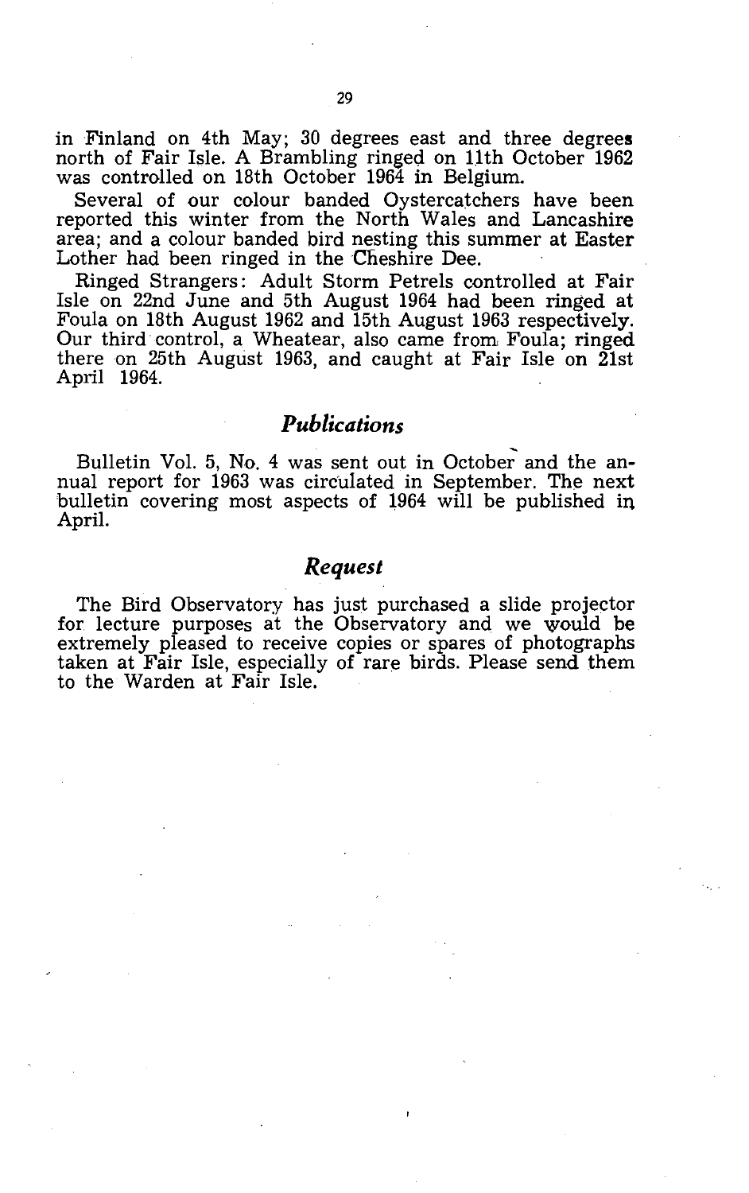in Finland on 4th May; 30 degrees east and three degrees north of Fair Isle. A Brambling ringed on 11th October 1962 was controlled on 18th October 1964 in Belgium.

Several of our colour banded Oystercatchers have been reported this winter from the North Wales and Lancashire area; and a colour banded bird nesting this summer at Easter Lother had been ringed in the Cheshire Dee.

Ringed Strangers: Adult Storm Petrels controlled at Fair Isle on 22nd June and 5th August 1964 had been ringed at Foula on 18th August 1962 and 15th August 1963 respectively. Our third control, a Wheatear, also came from Foula; ringed there on 25th August 1963, and caught at Fair Isle on 21st April 1964.

## *Publications*

Bulletin Vol. 5, No. 4 was sent out in October and the annual report for 1963 was circulated in September. The next bulletin covering most aspects of 1964 will be published in April.

## *Request*

The Bird Observatory has just purchased a slide projector for lecture purposes at the Observatory and we would be extremely pleased to receive copies or spares of photographs taken at Fair Isle, especially of rare birds. Please send them to the Warden at Fair Isle.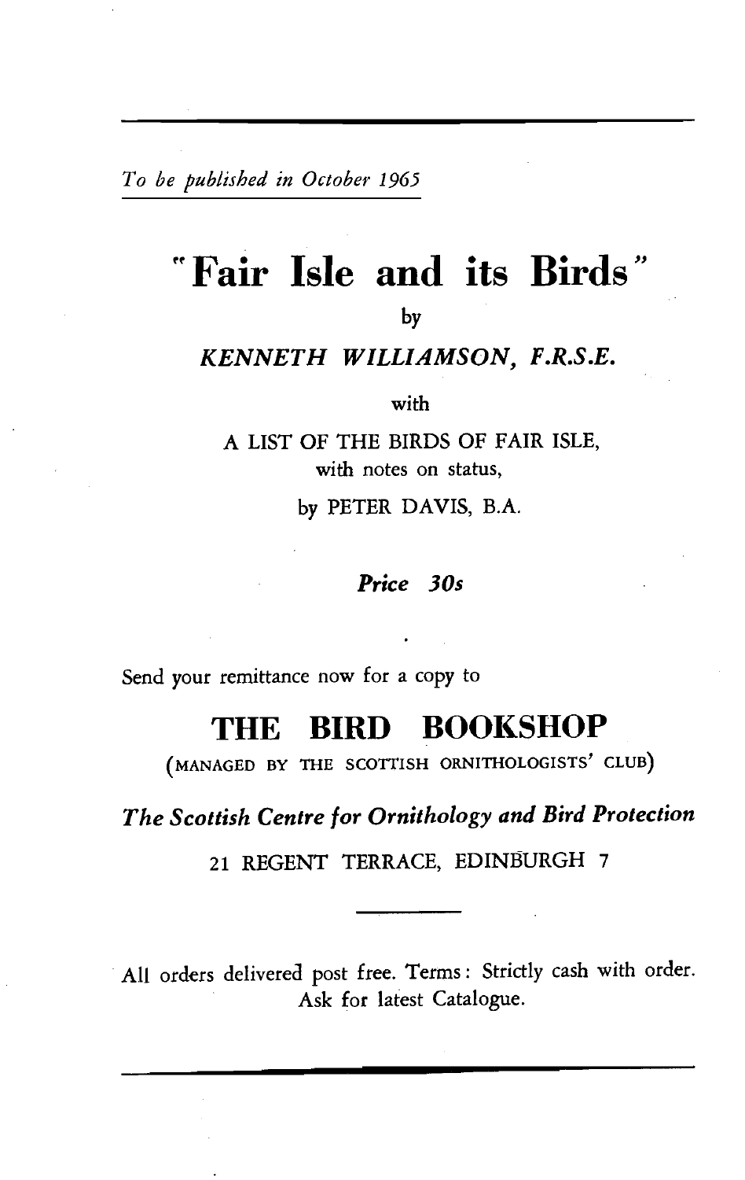*To be published in October 1965*

# "Fair Isle and its Birds"

by

***KENNETH WILLIAMSON, F.R.S.E.***

with

A LIST OF THE BIRDS OF FAIR ISLE,
with notes on status,

by PETER DAVIS, B.A.

***Price 30s***

Send your remittance now for a copy to

## THE BIRD BOOKSHOP

(MANAGED BY THE SCOTTISH ORNITHOLOGISTS' CLUB)

***The Scottish Centre for Ornithology and Bird Protection***

21 REGENT TERRACE, EDINBURGH 7

All orders delivered post free. Terms: Strictly cash with order.
Ask for latest Catalogue.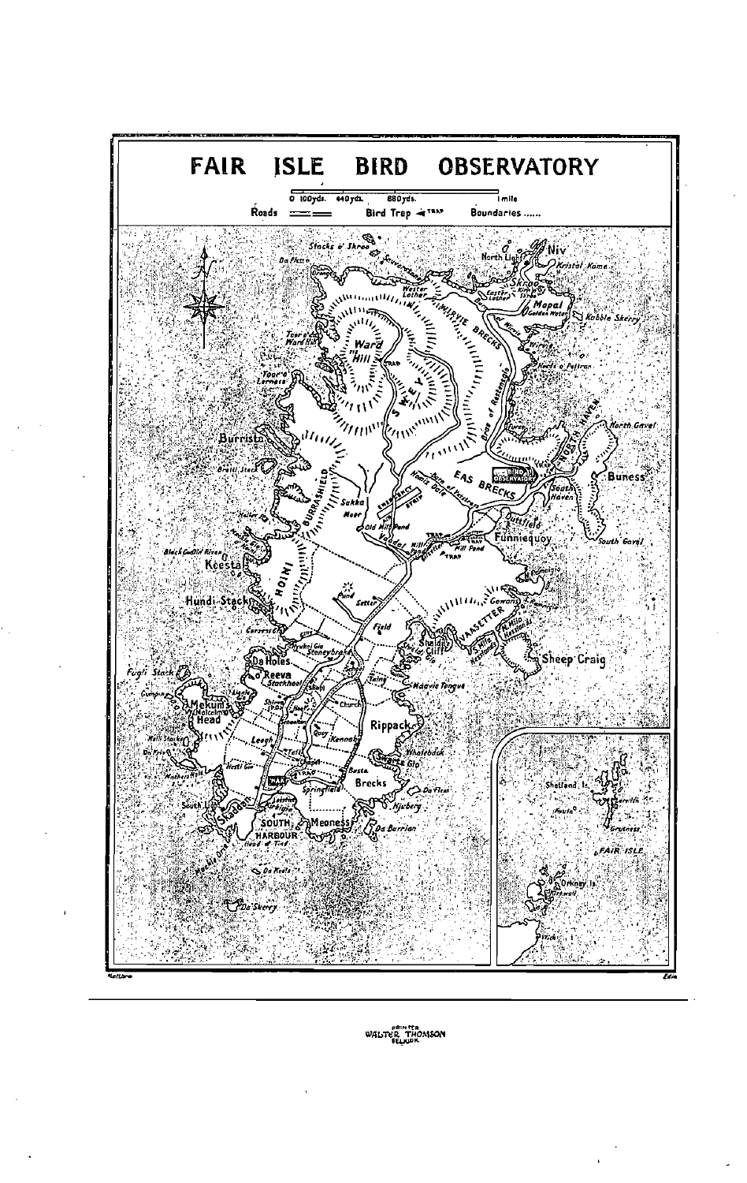# FAIR ISLE BIRD OBSERVATORY

0 100yds. 440yds. 880yds. 1 mile

Roads — Bird Trap — Boundaries ......

PRINTED
WALTER THOMSON
SELKIRK